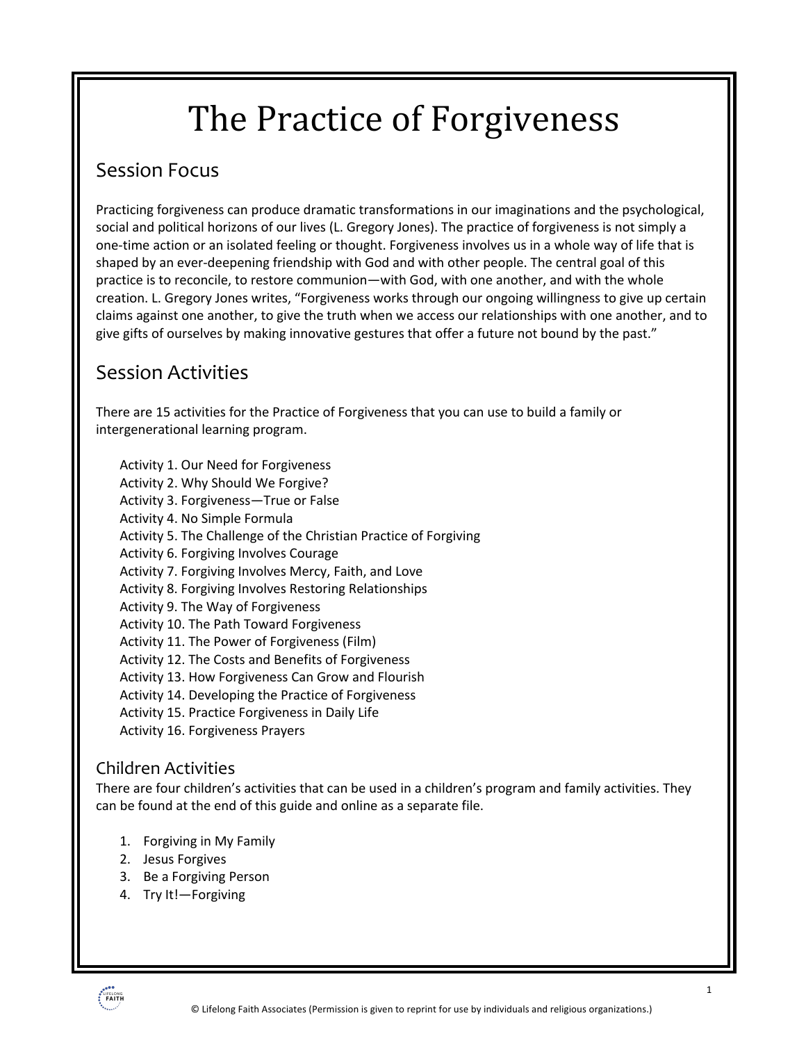# The Practice of Forgiveness

## Session Focus

Practicing forgiveness can produce dramatic transformations in our imaginations and the psychological, social and political horizons of our lives (L. Gregory Jones). The practice of forgiveness is not simply a one-time action or an isolated feeling or thought. Forgiveness involves us in a whole way of life that is shaped by an ever-deepening friendship with God and with other people. The central goal of this practice is to reconcile, to restore communion—with God, with one another, and with the whole creation. L. Gregory Jones writes, "Forgiveness works through our ongoing willingness to give up certain claims against one another, to give the truth when we access our relationships with one another, and to give gifts of ourselves by making innovative gestures that offer a future not bound by the past."

## Session Activities

There are 15 activities for the Practice of Forgiveness that you can use to build a family or intergenerational learning program.

- Activity 1. Our Need for Forgiveness
- Activity 2. Why Should We Forgive?
- Activity 3. Forgiveness—True or False
- Activity 4. No Simple Formula
- Activity 5. The Challenge of the Christian Practice of Forgiving
- Activity 6. Forgiving Involves Courage
- Activity 7. Forgiving Involves Mercy, Faith, and Love
- Activity 8. Forgiving Involves Restoring Relationships
- Activity 9. The Way of Forgiveness
- Activity 10. The Path Toward Forgiveness
- Activity 11. The Power of Forgiveness (Film)
- Activity 12. The Costs and Benefits of Forgiveness
- Activity 13. How Forgiveness Can Grow and Flourish
- Activity 14. Developing the Practice of Forgiveness
- Activity 15. Practice Forgiveness in Daily Life
- Activity 16. Forgiveness Prayers

### Children Activities

There are four children's activities that can be used in a children's program and family activities. They can be found at the end of this guide and online as a separate file.

1. Forgiving in My Family
2. Jesus Forgives
3. Be a Forgiving Person
4. Try It!—Forgiving

© Lifelong Faith Associates (Permission is given to reprint for use by individuals and religious organizations.)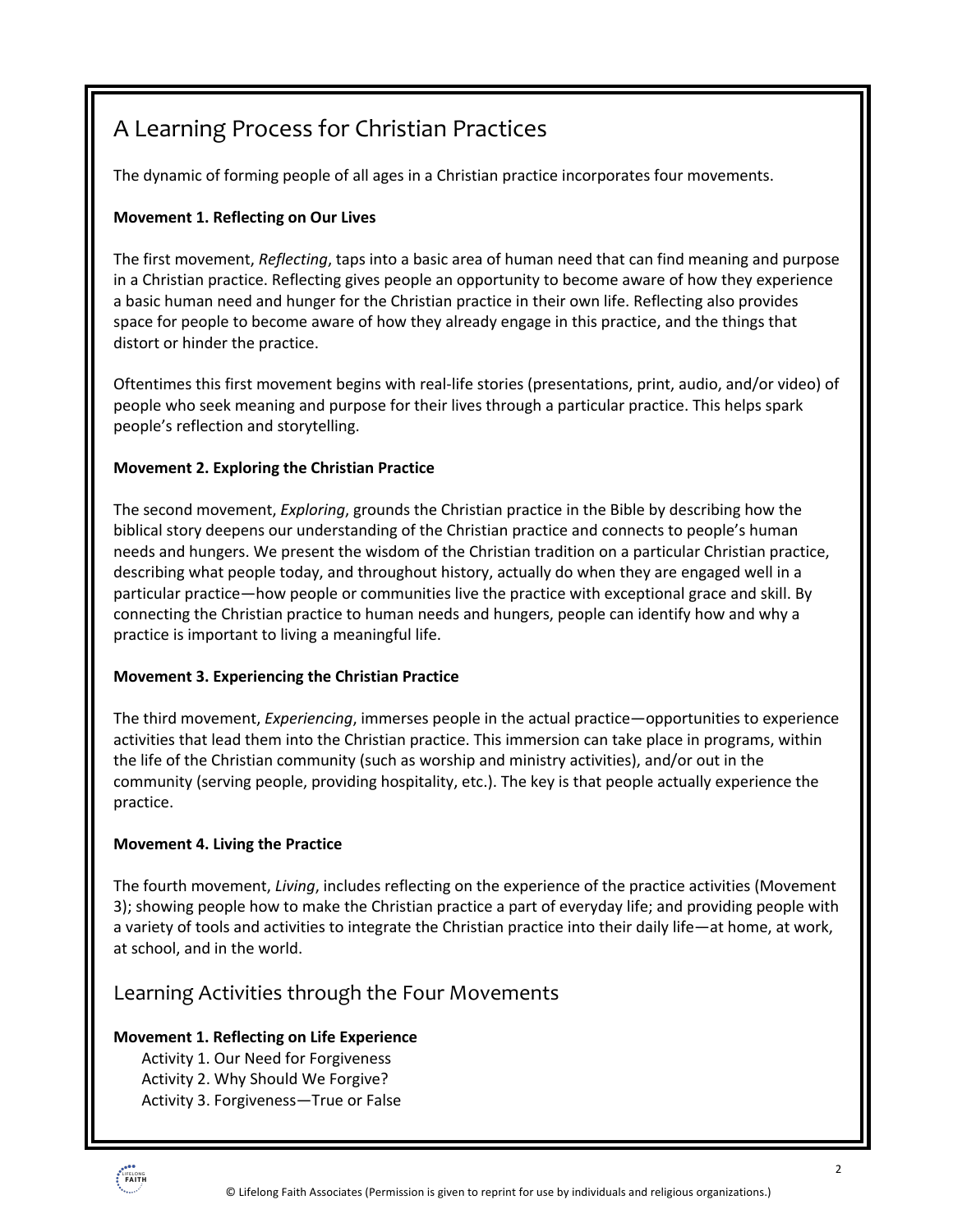## A Learning Process for Christian Practices

The dynamic of forming people of all ages in a Christian practice incorporates four movements.

**Movement 1. Reflecting on Our Lives**

The first movement, *Reflecting*, taps into a basic area of human need that can find meaning and purpose in a Christian practice. Reflecting gives people an opportunity to become aware of how they experience a basic human need and hunger for the Christian practice in their own life. Reflecting also provides space for people to become aware of how they already engage in this practice, and the things that distort or hinder the practice.

Oftentimes this first movement begins with real-life stories (presentations, print, audio, and/or video) of people who seek meaning and purpose for their lives through a particular practice. This helps spark people's reflection and storytelling.

**Movement 2. Exploring the Christian Practice**

The second movement, *Exploring*, grounds the Christian practice in the Bible by describing how the biblical story deepens our understanding of the Christian practice and connects to people's human needs and hungers. We present the wisdom of the Christian tradition on a particular Christian practice, describing what people today, and throughout history, actually do when they are engaged well in a particular practice—how people or communities live the practice with exceptional grace and skill. By connecting the Christian practice to human needs and hungers, people can identify how and why a practice is important to living a meaningful life.

**Movement 3. Experiencing the Christian Practice**

The third movement, *Experiencing*, immerses people in the actual practice—opportunities to experience activities that lead them into the Christian practice. This immersion can take place in programs, within the life of the Christian community (such as worship and ministry activities), and/or out in the community (serving people, providing hospitality, etc.). The key is that people actually experience the practice.

**Movement 4. Living the Practice**

The fourth movement, *Living*, includes reflecting on the experience of the practice activities (Movement 3); showing people how to make the Christian practice a part of everyday life; and providing people with a variety of tools and activities to integrate the Christian practice into their daily life—at home, at work, at school, and in the world.

## Learning Activities through the Four Movements

**Movement 1. Reflecting on Life Experience**

- Activity 1. Our Need for Forgiveness
- Activity 2. Why Should We Forgive?
- Activity 3. Forgiveness—True or False

© Lifelong Faith Associates (Permission is given to reprint for use by individuals and religious organizations.)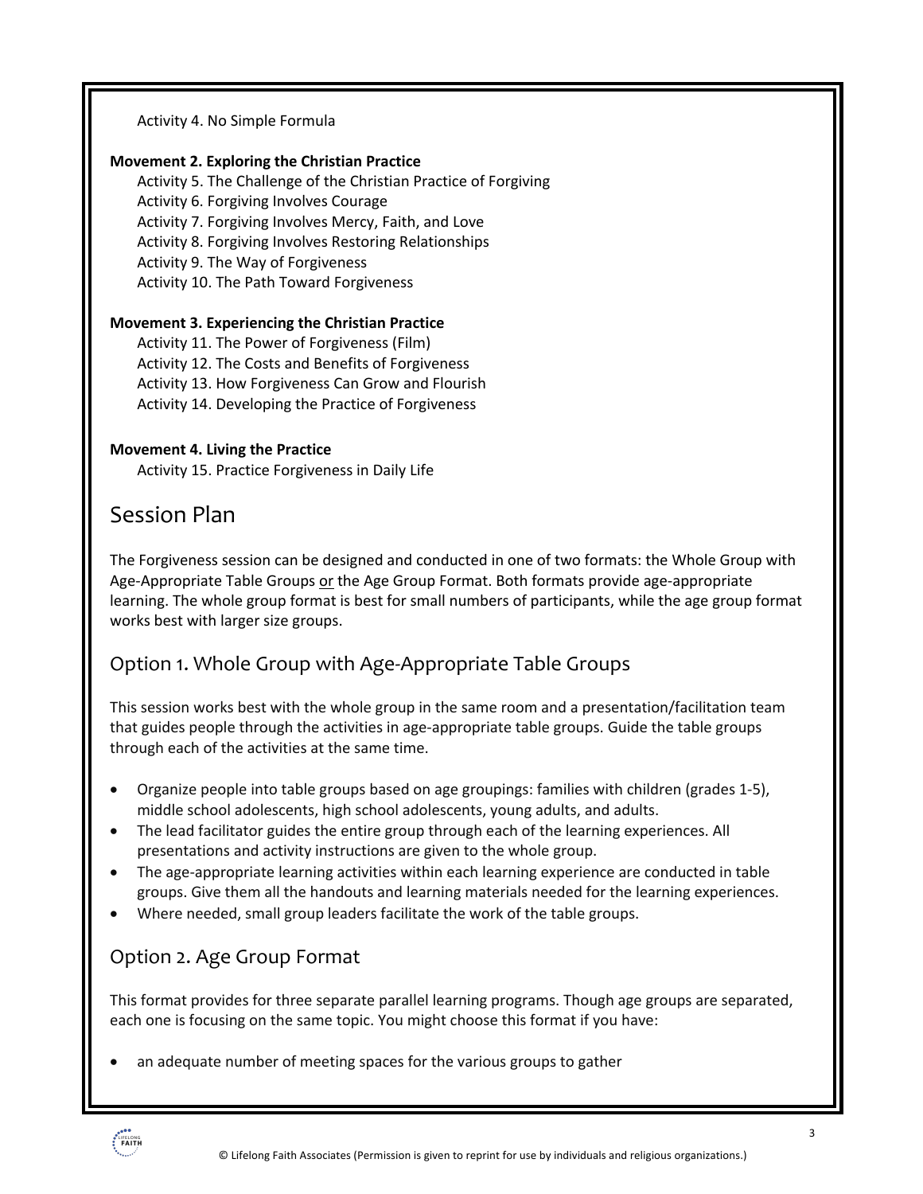Activity 4. No Simple Formula

**Movement 2. Exploring the Christian Practice**

- Activity 5. The Challenge of the Christian Practice of Forgiving
- Activity 6. Forgiving Involves Courage
- Activity 7. Forgiving Involves Mercy, Faith, and Love
- Activity 8. Forgiving Involves Restoring Relationships
- Activity 9. The Way of Forgiveness
- Activity 10. The Path Toward Forgiveness

**Movement 3. Experiencing the Christian Practice**

- Activity 11. The Power of Forgiveness (Film)
- Activity 12. The Costs and Benefits of Forgiveness
- Activity 13. How Forgiveness Can Grow and Flourish
- Activity 14. Developing the Practice of Forgiveness

**Movement 4. Living the Practice**

- Activity 15. Practice Forgiveness in Daily Life

# Session Plan

The Forgiveness session can be designed and conducted in one of two formats: the Whole Group with Age-Appropriate Table Groups or the Age Group Format. Both formats provide age-appropriate learning. The whole group format is best for small numbers of participants, while the age group format works best with larger size groups.

## Option 1. Whole Group with Age-Appropriate Table Groups

This session works best with the whole group in the same room and a presentation/facilitation team that guides people through the activities in age-appropriate table groups. Guide the table groups through each of the activities at the same time.

- Organize people into table groups based on age groupings: families with children (grades 1-5), middle school adolescents, high school adolescents, young adults, and adults.
- The lead facilitator guides the entire group through each of the learning experiences. All presentations and activity instructions are given to the whole group.
- The age-appropriate learning activities within each learning experience are conducted in table groups. Give them all the handouts and learning materials needed for the learning experiences.
- Where needed, small group leaders facilitate the work of the table groups.

## Option 2. Age Group Format

This format provides for three separate parallel learning programs. Though age groups are separated, each one is focusing on the same topic. You might choose this format if you have:

- an adequate number of meeting spaces for the various groups to gather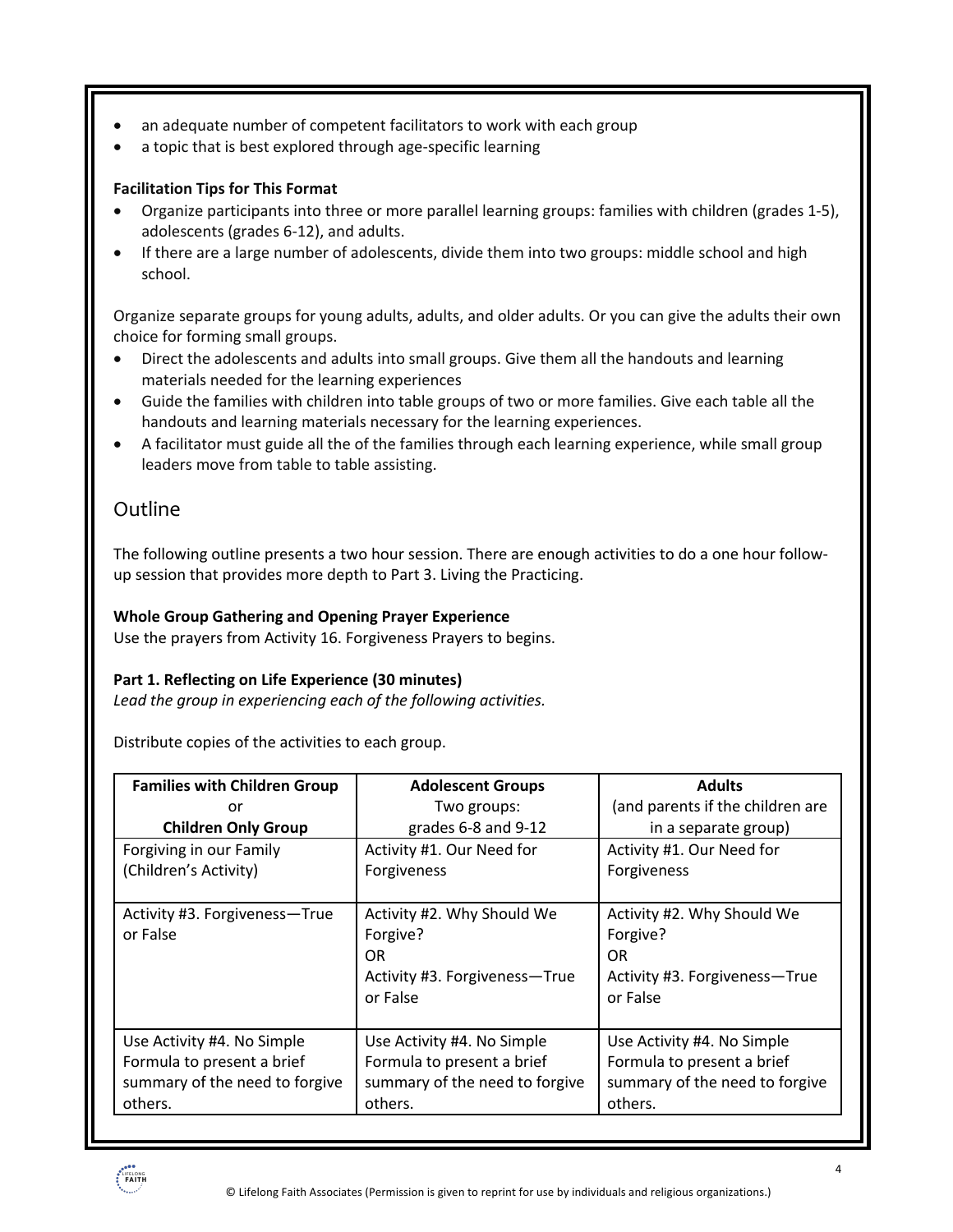- an adequate number of competent facilitators to work with each group
- a topic that is best explored through age-specific learning

**Facilitation Tips for This Format**

- Organize participants into three or more parallel learning groups: families with children (grades 1-5), adolescents (grades 6-12), and adults.
- If there are a large number of adolescents, divide them into two groups: middle school and high school.

Organize separate groups for young adults, adults, and older adults. Or you can give the adults their own choice for forming small groups.

- Direct the adolescents and adults into small groups. Give them all the handouts and learning materials needed for the learning experiences
- Guide the families with children into table groups of two or more families. Give each table all the handouts and learning materials necessary for the learning experiences.
- A facilitator must guide all the of the families through each learning experience, while small group leaders move from table to table assisting.

## Outline

The following outline presents a two hour session. There are enough activities to do a one hour follow-up session that provides more depth to Part 3. Living the Practicing.

**Whole Group Gathering and Opening Prayer Experience**
Use the prayers from Activity 16. Forgiveness Prayers to begins.

**Part 1. Reflecting on Life Experience (30 minutes)**
*Lead the group in experiencing each of the following activities.*

Distribute copies of the activities to each group.

| **Families with Children Group** or **Children Only Group** | **Adolescent Groups** Two groups: grades 6-8 and 9-12 | **Adults** (and parents if the children are in a separate group) |
|---|---|---|
| Forgiving in our Family (Children's Activity) | Activity #1. Our Need for Forgiveness | Activity #1. Our Need for Forgiveness |
| Activity #3. Forgiveness—True or False | Activity #2. Why Should We Forgive? OR Activity #3. Forgiveness—True or False | Activity #2. Why Should We Forgive? OR Activity #3. Forgiveness—True or False |
| Use Activity #4. No Simple Formula to present a brief summary of the need to forgive others. | Use Activity #4. No Simple Formula to present a brief summary of the need to forgive others. | Use Activity #4. No Simple Formula to present a brief summary of the need to forgive others. |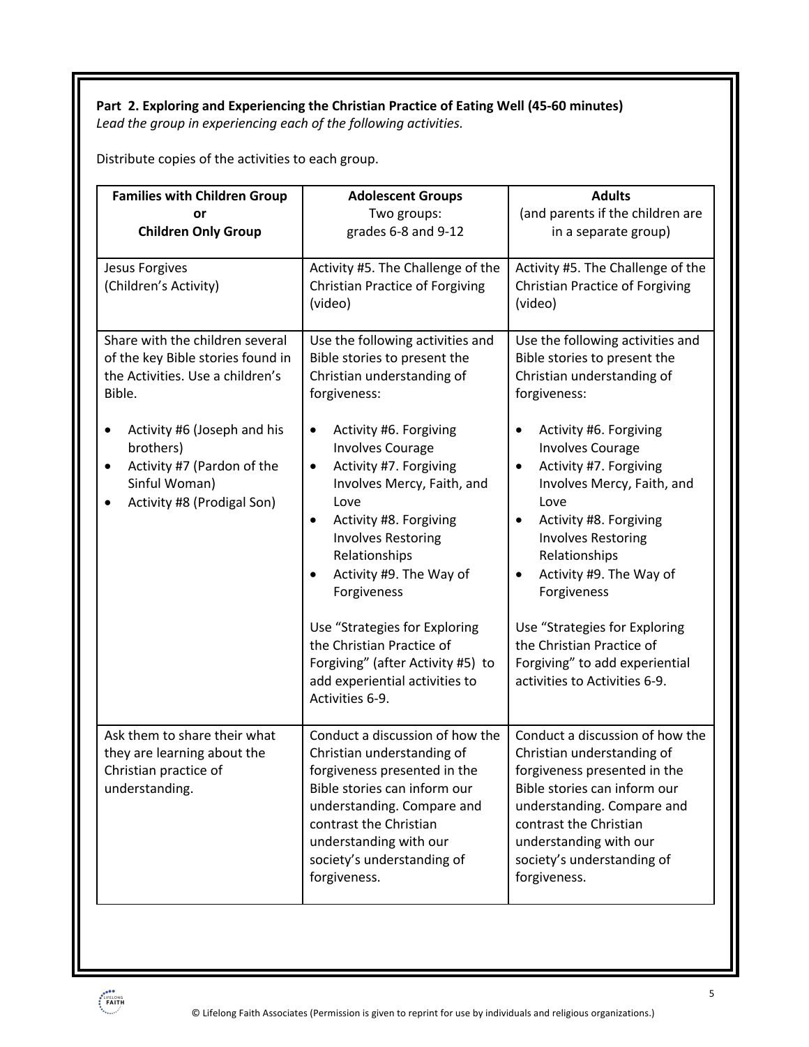**Part 2. Exploring and Experiencing the Christian Practice of Eating Well (45-60 minutes)**
*Lead the group in experiencing each of the following activities.*

Distribute copies of the activities to each group.

| **Families with Children Group or Children Only Group** | **Adolescent Groups** Two groups: grades 6-8 and 9-12 | **Adults** (and parents if the children are in a separate group) |
|---|---|---|
| Jesus Forgives (Children's Activity) | Activity #5. The Challenge of the Christian Practice of Forgiving (video) | Activity #5. The Challenge of the Christian Practice of Forgiving (video) |
| Share with the children several of the key Bible stories found in the Activities. Use a children's Bible.<br><br>• Activity #6 (Joseph and his brothers)<br>• Activity #7 (Pardon of the Sinful Woman)<br>• Activity #8 (Prodigal Son) | Use the following activities and Bible stories to present the Christian understanding of forgiveness:<br><br>• Activity #6. Forgiving Involves Courage<br>• Activity #7. Forgiving Involves Mercy, Faith, and Love<br>• Activity #8. Forgiving Involves Restoring Relationships<br>• Activity #9. The Way of Forgiveness<br><br>Use "Strategies for Exploring the Christian Practice of Forgiving" (after Activity #5) to add experiential activities to Activities 6-9. | Use the following activities and Bible stories to present the Christian understanding of forgiveness:<br><br>• Activity #6. Forgiving Involves Courage<br>• Activity #7. Forgiving Involves Mercy, Faith, and Love<br>• Activity #8. Forgiving Involves Restoring Relationships<br>• Activity #9. The Way of Forgiveness<br><br>Use "Strategies for Exploring the Christian Practice of Forgiving" to add experiential activities to Activities 6-9. |
| Ask them to share their what they are learning about the Christian practice of understanding. | Conduct a discussion of how the Christian understanding of forgiveness presented in the Bible stories can inform our understanding. Compare and contrast the Christian understanding with our society's understanding of forgiveness. | Conduct a discussion of how the Christian understanding of forgiveness presented in the Bible stories can inform our understanding. Compare and contrast the Christian understanding with our society's understanding of forgiveness. |

© Lifelong Faith Associates (Permission is given to reprint for use by individuals and religious organizations.)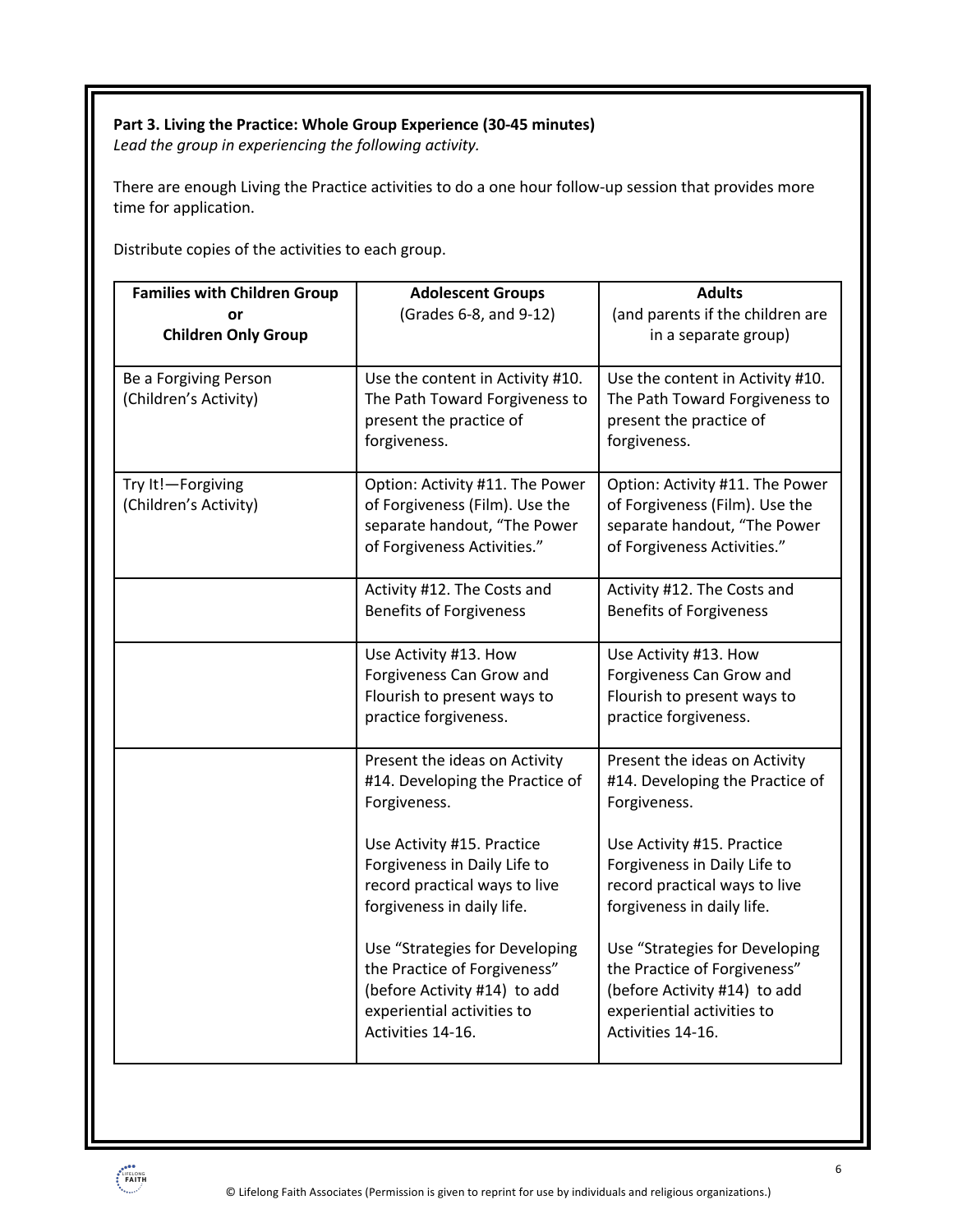**Part 3. Living the Practice: Whole Group Experience (30-45 minutes)**
*Lead the group in experiencing the following activity.*

There are enough Living the Practice activities to do a one hour follow-up session that provides more time for application.

Distribute copies of the activities to each group.

| **Families with Children Group or Children Only Group** | **Adolescent Groups** (Grades 6-8, and 9-12) | **Adults** (and parents if the children are in a separate group) |
|---|---|---|
| Be a Forgiving Person (Children's Activity) | Use the content in Activity #10. The Path Toward Forgiveness to present the practice of forgiveness. | Use the content in Activity #10. The Path Toward Forgiveness to present the practice of forgiveness. |
| Try It!—Forgiving (Children's Activity) | Option: Activity #11. The Power of Forgiveness (Film). Use the separate handout, "The Power of Forgiveness Activities." | Option: Activity #11. The Power of Forgiveness (Film). Use the separate handout, "The Power of Forgiveness Activities." |
| | Activity #12. The Costs and Benefits of Forgiveness | Activity #12. The Costs and Benefits of Forgiveness |
| | Use Activity #13. How Forgiveness Can Grow and Flourish to present ways to practice forgiveness. | Use Activity #13. How Forgiveness Can Grow and Flourish to present ways to practice forgiveness. |
| | Present the ideas on Activity #14. Developing the Practice of Forgiveness.<br><br>Use Activity #15. Practice Forgiveness in Daily Life to record practical ways to live forgiveness in daily life.<br><br>Use "Strategies for Developing the Practice of Forgiveness" (before Activity #14) to add experiential activities to Activities 14-16. | Present the ideas on Activity #14. Developing the Practice of Forgiveness.<br><br>Use Activity #15. Practice Forgiveness in Daily Life to record practical ways to live forgiveness in daily life.<br><br>Use "Strategies for Developing the Practice of Forgiveness" (before Activity #14) to add experiential activities to Activities 14-16. |

© Lifelong Faith Associates (Permission is given to reprint for use by individuals and religious organizations.)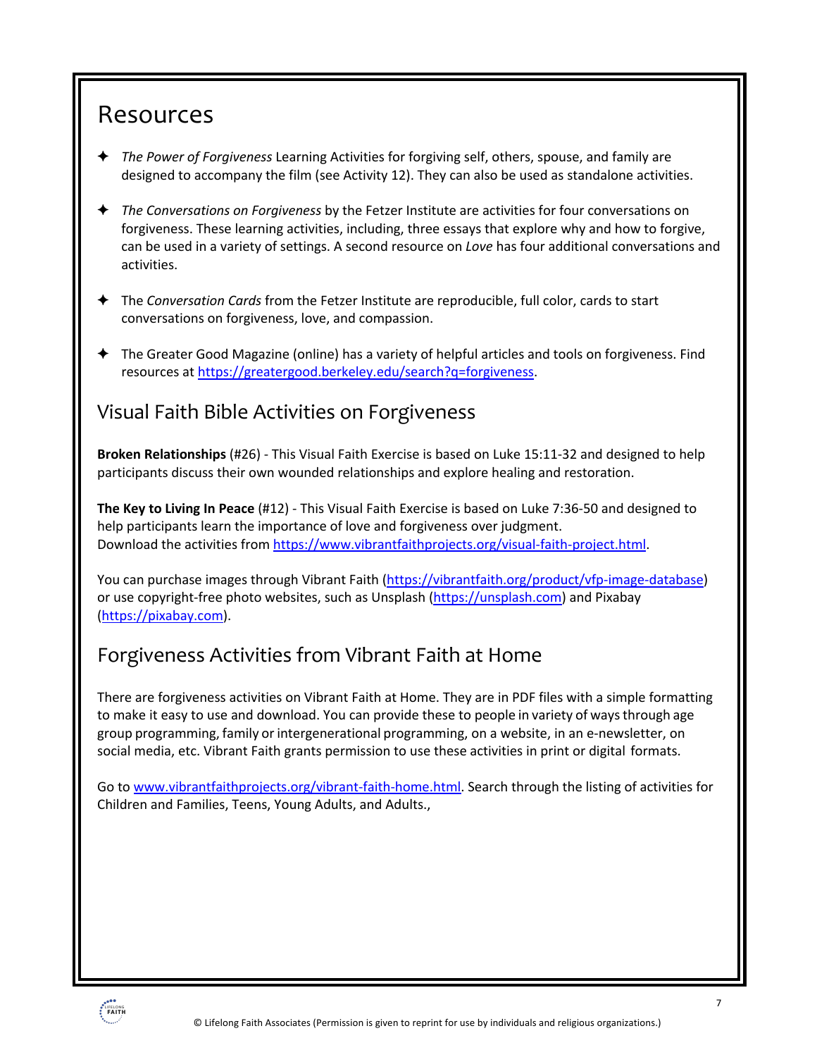# Resources

- *The Power of Forgiveness* Learning Activities for forgiving self, others, spouse, and family are designed to accompany the film (see Activity 12). They can also be used as standalone activities.
- *The Conversations on Forgiveness* by the Fetzer Institute are activities for four conversations on forgiveness. These learning activities, including, three essays that explore why and how to forgive, can be used in a variety of settings. A second resource on *Love* has four additional conversations and activities.
- The *Conversation Cards* from the Fetzer Institute are reproducible, full color, cards to start conversations on forgiveness, love, and compassion.
- The Greater Good Magazine (online) has a variety of helpful articles and tools on forgiveness. Find resources at https://greatergood.berkeley.edu/search?q=forgiveness.

## Visual Faith Bible Activities on Forgiveness

**Broken Relationships** (#26) - This Visual Faith Exercise is based on Luke 15:11-32 and designed to help participants discuss their own wounded relationships and explore healing and restoration.

**The Key to Living In Peace** (#12) - This Visual Faith Exercise is based on Luke 7:36-50 and designed to help participants learn the importance of love and forgiveness over judgment.
Download the activities from https://www.vibrantfaithprojects.org/visual-faith-project.html.

You can purchase images through Vibrant Faith (https://vibrantfaith.org/product/vfp-image-database) or use copyright-free photo websites, such as Unsplash (https://unsplash.com) and Pixabay (https://pixabay.com).

## Forgiveness Activities from Vibrant Faith at Home

There are forgiveness activities on Vibrant Faith at Home. They are in PDF files with a simple formatting to make it easy to use and download. You can provide these to people in variety of ways through age group programming, family or intergenerational programming, on a website, in an e-newsletter, on social media, etc. Vibrant Faith grants permission to use these activities in print or digital formats.

Go to www.vibrantfaithprojects.org/vibrant-faith-home.html. Search through the listing of activities for Children and Families, Teens, Young Adults, and Adults.,

© Lifelong Faith Associates (Permission is given to reprint for use by individuals and religious organizations.)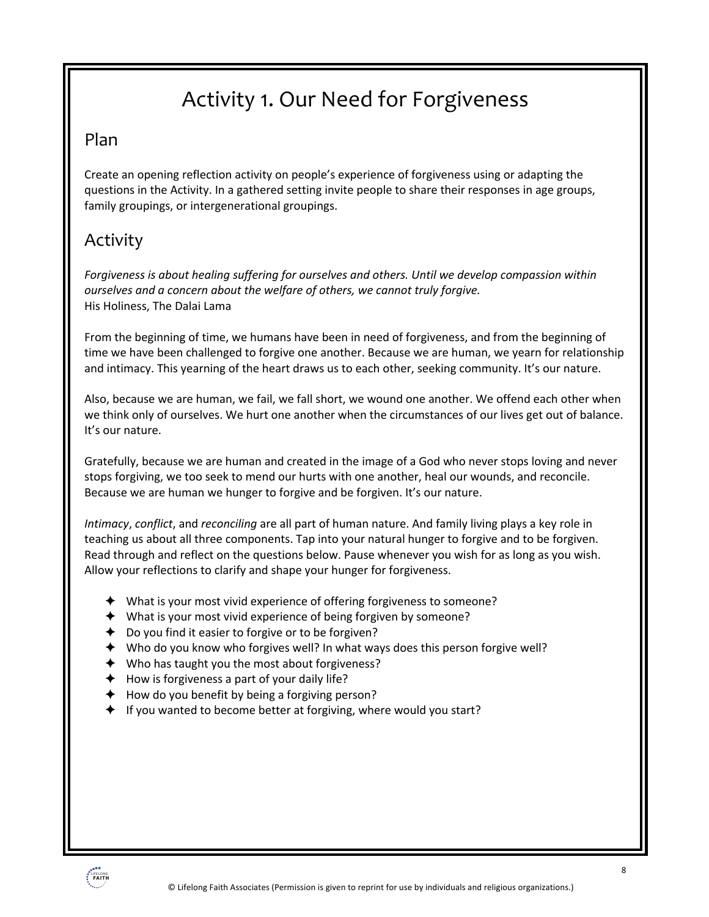# Activity 1. Our Need for Forgiveness

## Plan

Create an opening reflection activity on people's experience of forgiveness using or adapting the questions in the Activity. In a gathered setting invite people to share their responses in age groups, family groupings, or intergenerational groupings.

## Activity

*Forgiveness is about healing suffering for ourselves and others. Until we develop compassion within ourselves and a concern about the welfare of others, we cannot truly forgive.*
His Holiness, The Dalai Lama

From the beginning of time, we humans have been in need of forgiveness, and from the beginning of time we have been challenged to forgive one another. Because we are human, we yearn for relationship and intimacy. This yearning of the heart draws us to each other, seeking community. It's our nature.

Also, because we are human, we fail, we fall short, we wound one another. We offend each other when we think only of ourselves. We hurt one another when the circumstances of our lives get out of balance. It's our nature.

Gratefully, because we are human and created in the image of a God who never stops loving and never stops forgiving, we too seek to mend our hurts with one another, heal our wounds, and reconcile. Because we are human we hunger to forgive and be forgiven. It's our nature.

*Intimacy*, *conflict*, and *reconciling* are all part of human nature. And family living plays a key role in teaching us about all three components. Tap into your natural hunger to forgive and to be forgiven. Read through and reflect on the questions below. Pause whenever you wish for as long as you wish. Allow your reflections to clarify and shape your hunger for forgiveness.

- What is your most vivid experience of offering forgiveness to someone?
- What is your most vivid experience of being forgiven by someone?
- Do you find it easier to forgive or to be forgiven?
- Who do you know who forgives well? In what ways does this person forgive well?
- Who has taught you the most about forgiveness?
- How is forgiveness a part of your daily life?
- How do you benefit by being a forgiving person?
- If you wanted to become better at forgiving, where would you start?

© Lifelong Faith Associates (Permission is given to reprint for use by individuals and religious organizations.)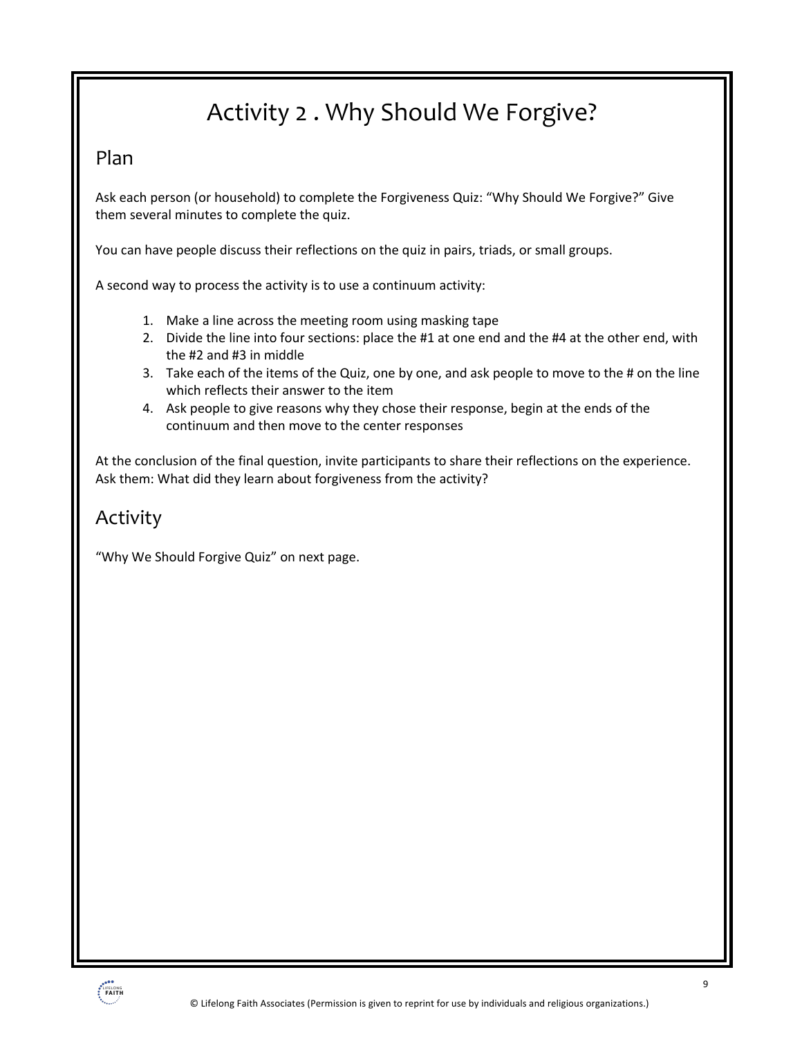# Activity 2 . Why Should We Forgive?

## Plan

Ask each person (or household) to complete the Forgiveness Quiz: "Why Should We Forgive?" Give them several minutes to complete the quiz.

You can have people discuss their reflections on the quiz in pairs, triads, or small groups.

A second way to process the activity is to use a continuum activity:

1. Make a line across the meeting room using masking tape
2. Divide the line into four sections: place the #1 at one end and the #4 at the other end, with the #2 and #3 in middle
3. Take each of the items of the Quiz, one by one, and ask people to move to the # on the line which reflects their answer to the item
4. Ask people to give reasons why they chose their response, begin at the ends of the continuum and then move to the center responses

At the conclusion of the final question, invite participants to share their reflections on the experience. Ask them: What did they learn about forgiveness from the activity?

## Activity

"Why We Should Forgive Quiz" on next page.

© Lifelong Faith Associates (Permission is given to reprint for use by individuals and religious organizations.)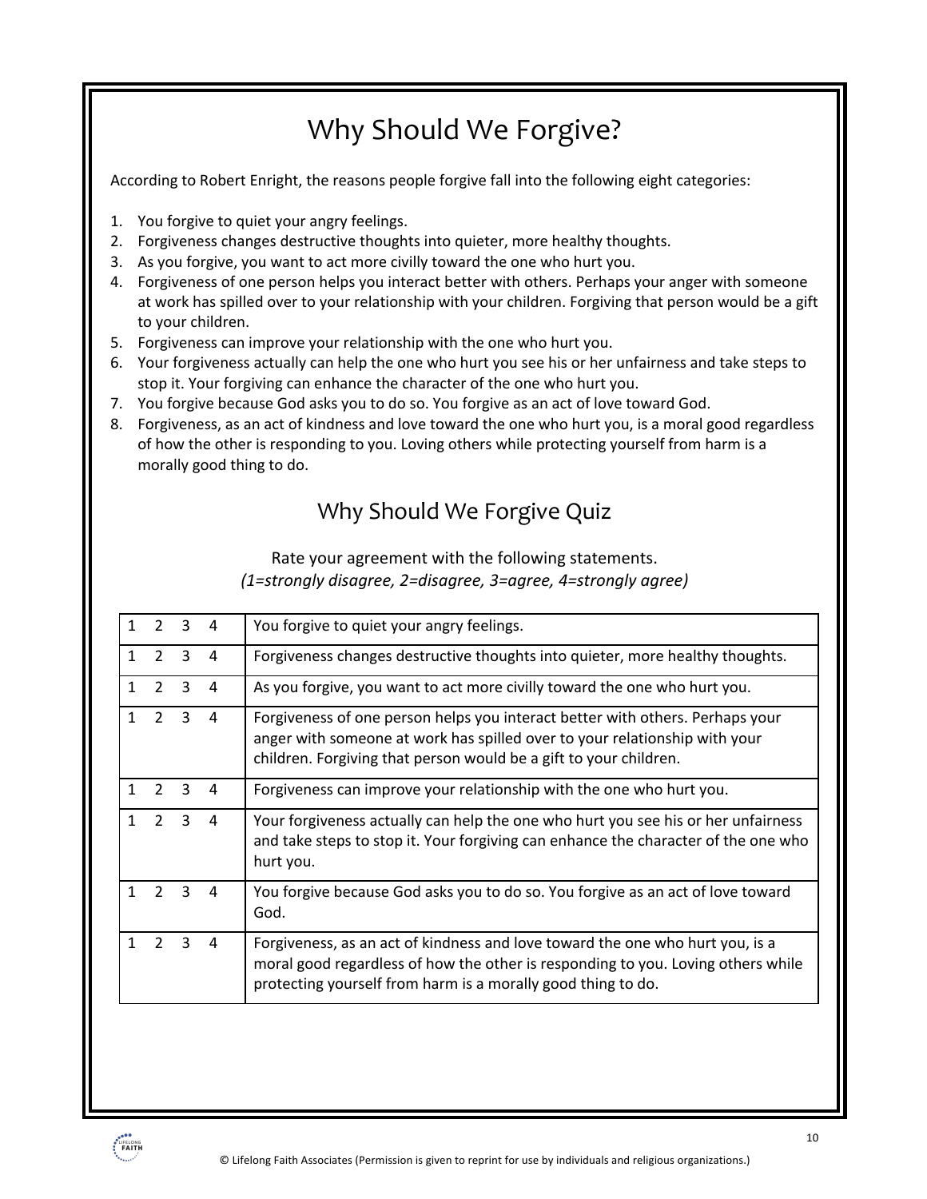# Why Should We Forgive?

According to Robert Enright, the reasons people forgive fall into the following eight categories:

1. You forgive to quiet your angry feelings.
2. Forgiveness changes destructive thoughts into quieter, more healthy thoughts.
3. As you forgive, you want to act more civilly toward the one who hurt you.
4. Forgiveness of one person helps you interact better with others. Perhaps your anger with someone at work has spilled over to your relationship with your children. Forgiving that person would be a gift to your children.
5. Forgiveness can improve your relationship with the one who hurt you.
6. Your forgiveness actually can help the one who hurt you see his or her unfairness and take steps to stop it. Your forgiving can enhance the character of the one who hurt you.
7. You forgive because God asks you to do so. You forgive as an act of love toward God.
8. Forgiveness, as an act of kindness and love toward the one who hurt you, is a moral good regardless of how the other is responding to you. Loving others while protecting yourself from harm is a morally good thing to do.

## Why Should We Forgive Quiz

Rate your agreement with the following statements.
*(1=strongly disagree, 2=disagree, 3=agree, 4=strongly agree)*

| Rating | Statement |
|---|---|
| 1 2 3 4 | You forgive to quiet your angry feelings. |
| 1 2 3 4 | Forgiveness changes destructive thoughts into quieter, more healthy thoughts. |
| 1 2 3 4 | As you forgive, you want to act more civilly toward the one who hurt you. |
| 1 2 3 4 | Forgiveness of one person helps you interact better with others. Perhaps your anger with someone at work has spilled over to your relationship with your children. Forgiving that person would be a gift to your children. |
| 1 2 3 4 | Forgiveness can improve your relationship with the one who hurt you. |
| 1 2 3 4 | Your forgiveness actually can help the one who hurt you see his or her unfairness and take steps to stop it. Your forgiving can enhance the character of the one who hurt you. |
| 1 2 3 4 | You forgive because God asks you to do so. You forgive as an act of love toward God. |
| 1 2 3 4 | Forgiveness, as an act of kindness and love toward the one who hurt you, is a moral good regardless of how the other is responding to you. Loving others while protecting yourself from harm is a morally good thing to do. |

© Lifelong Faith Associates (Permission is given to reprint for use by individuals and religious organizations.)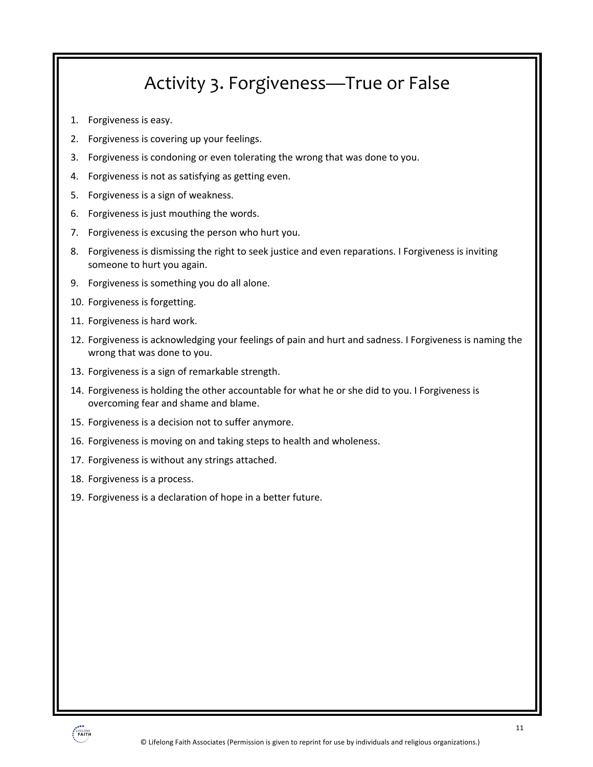# Activity 3. Forgiveness—True or False

1. Forgiveness is easy.
2. Forgiveness is covering up your feelings.
3. Forgiveness is condoning or even tolerating the wrong that was done to you.
4. Forgiveness is not as satisfying as getting even.
5. Forgiveness is a sign of weakness.
6. Forgiveness is just mouthing the words.
7. Forgiveness is excusing the person who hurt you.
8. Forgiveness is dismissing the right to seek justice and even reparations. I Forgiveness is inviting someone to hurt you again.
9. Forgiveness is something you do all alone.
10. Forgiveness is forgetting.
11. Forgiveness is hard work.
12. Forgiveness is acknowledging your feelings of pain and hurt and sadness. I Forgiveness is naming the wrong that was done to you.
13. Forgiveness is a sign of remarkable strength.
14. Forgiveness is holding the other accountable for what he or she did to you. I Forgiveness is overcoming fear and shame and blame.
15. Forgiveness is a decision not to suffer anymore.
16. Forgiveness is moving on and taking steps to health and wholeness.
17. Forgiveness is without any strings attached.
18. Forgiveness is a process.
19. Forgiveness is a declaration of hope in a better future.

© Lifelong Faith Associates (Permission is given to reprint for use by individuals and religious organizations.)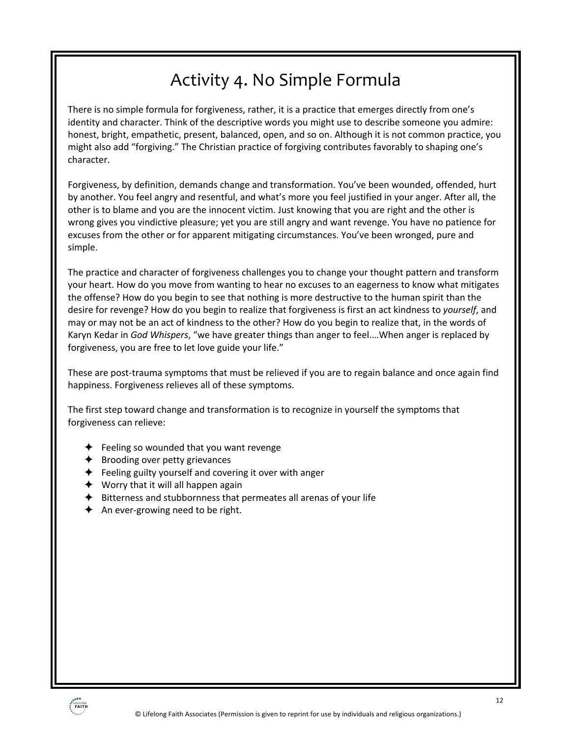# Activity 4. No Simple Formula

There is no simple formula for forgiveness, rather, it is a practice that emerges directly from one's identity and character. Think of the descriptive words you might use to describe someone you admire: honest, bright, empathetic, present, balanced, open, and so on. Although it is not common practice, you might also add "forgiving." The Christian practice of forgiving contributes favorably to shaping one's character.

Forgiveness, by definition, demands change and transformation. You've been wounded, offended, hurt by another. You feel angry and resentful, and what's more you feel justified in your anger. After all, the other is to blame and you are the innocent victim. Just knowing that you are right and the other is wrong gives you vindictive pleasure; yet you are still angry and want revenge. You have no patience for excuses from the other or for apparent mitigating circumstances. You've been wronged, pure and simple.

The practice and character of forgiveness challenges you to change your thought pattern and transform your heart. How do you move from wanting to hear no excuses to an eagerness to know what mitigates the offense? How do you begin to see that nothing is more destructive to the human spirit than the desire for revenge? How do you begin to realize that forgiveness is first an act kindness to *yourself*, and may or may not be an act of kindness to the other? How do you begin to realize that, in the words of Karyn Kedar in *God Whispers*, "we have greater things than anger to feel.…When anger is replaced by forgiveness, you are free to let love guide your life."

These are post-trauma symptoms that must be relieved if you are to regain balance and once again find happiness. Forgiveness relieves all of these symptoms.

The first step toward change and transformation is to recognize in yourself the symptoms that forgiveness can relieve:

- Feeling so wounded that you want revenge
- Brooding over petty grievances
- Feeling guilty yourself and covering it over with anger
- Worry that it will all happen again
- Bitterness and stubbornness that permeates all arenas of your life
- An ever-growing need to be right.

© Lifelong Faith Associates (Permission is given to reprint for use by individuals and religious organizations.)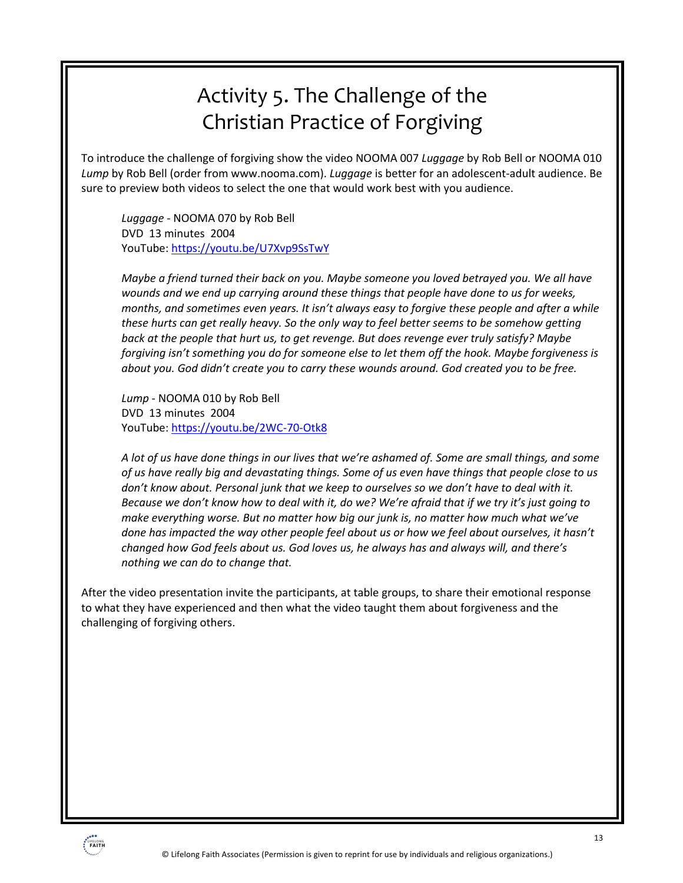# Activity 5. The Challenge of the Christian Practice of Forgiving

To introduce the challenge of forgiving show the video NOOMA 007 *Luggage* by Rob Bell or NOOMA 010 *Lump* by Rob Bell (order from www.nooma.com). *Luggage* is better for an adolescent-adult audience. Be sure to preview both videos to select the one that would work best with you audience.

> *Luggage* - NOOMA 070 by Rob Bell
> DVD 13 minutes 2004
> YouTube: https://youtu.be/U7Xvp9SsTwY
>
> *Maybe a friend turned their back on you. Maybe someone you loved betrayed you. We all have wounds and we end up carrying around these things that people have done to us for weeks, months, and sometimes even years. It isn't always easy to forgive these people and after a while these hurts can get really heavy. So the only way to feel better seems to be somehow getting back at the people that hurt us, to get revenge. But does revenge ever truly satisfy? Maybe forgiving isn't something you do for someone else to let them off the hook. Maybe forgiveness is about you. God didn't create you to carry these wounds around. God created you to be free.*
>
> *Lump* - NOOMA 010 by Rob Bell
> DVD 13 minutes 2004
> YouTube: https://youtu.be/2WC-70-Otk8
>
> *A lot of us have done things in our lives that we're ashamed of. Some are small things, and some of us have really big and devastating things. Some of us even have things that people close to us don't know about. Personal junk that we keep to ourselves so we don't have to deal with it. Because we don't know how to deal with it, do we? We're afraid that if we try it's just going to make everything worse. But no matter how big our junk is, no matter how much what we've done has impacted the way other people feel about us or how we feel about ourselves, it hasn't changed how God feels about us. God loves us, he always has and always will, and there's nothing we can do to change that.*

After the video presentation invite the participants, at table groups, to share their emotional response to what they have experienced and then what the video taught them about forgiveness and the challenging of forgiving others.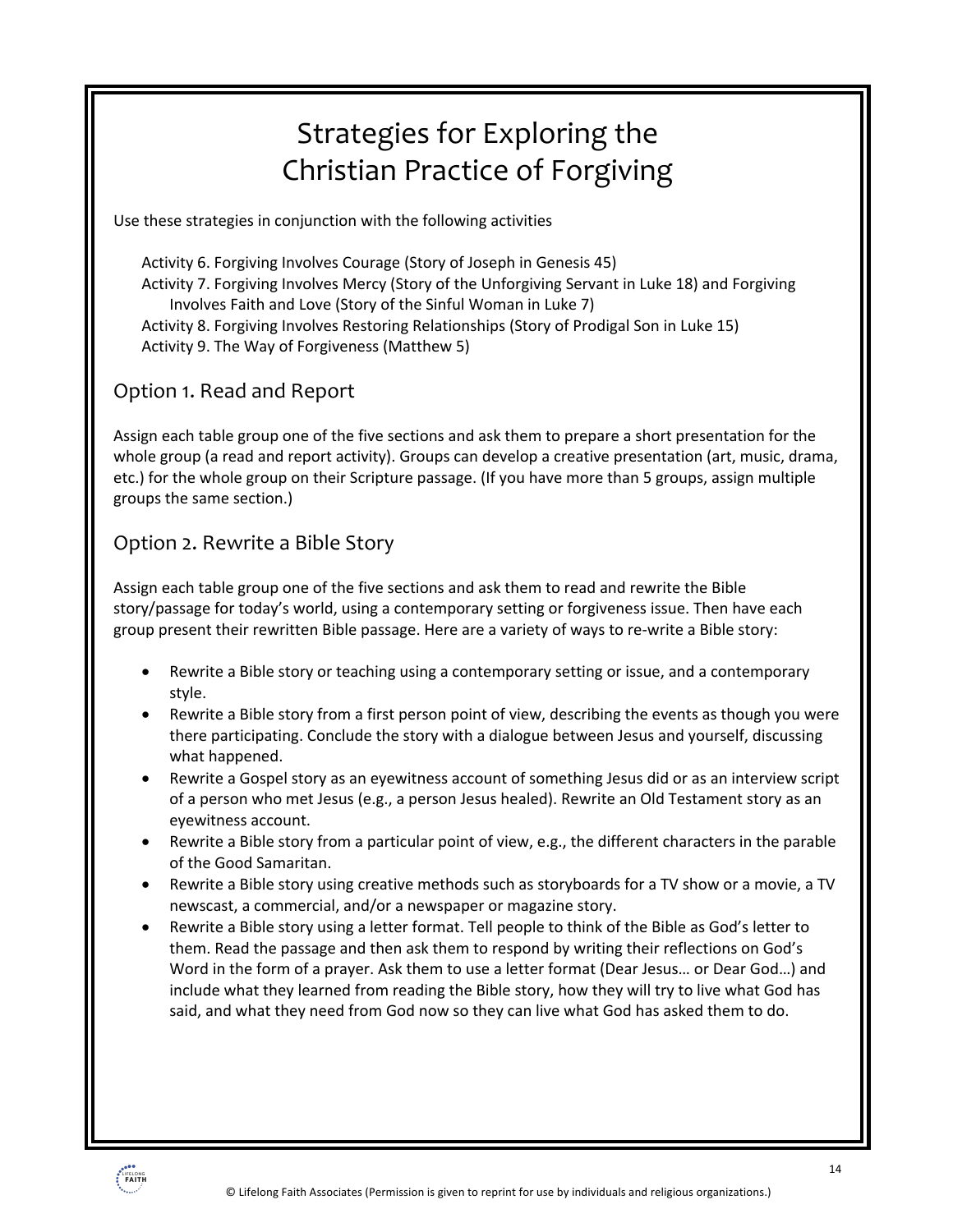# Strategies for Exploring the Christian Practice of Forgiving

Use these strategies in conjunction with the following activities

Activity 6. Forgiving Involves Courage (Story of Joseph in Genesis 45)
Activity 7. Forgiving Involves Mercy (Story of the Unforgiving Servant in Luke 18) and Forgiving Involves Faith and Love (Story of the Sinful Woman in Luke 7)
Activity 8. Forgiving Involves Restoring Relationships (Story of Prodigal Son in Luke 15)
Activity 9. The Way of Forgiveness (Matthew 5)

## Option 1. Read and Report

Assign each table group one of the five sections and ask them to prepare a short presentation for the whole group (a read and report activity). Groups can develop a creative presentation (art, music, drama, etc.) for the whole group on their Scripture passage. (If you have more than 5 groups, assign multiple groups the same section.)

## Option 2. Rewrite a Bible Story

Assign each table group one of the five sections and ask them to read and rewrite the Bible story/passage for today's world, using a contemporary setting or forgiveness issue. Then have each group present their rewritten Bible passage. Here are a variety of ways to re-write a Bible story:

- Rewrite a Bible story or teaching using a contemporary setting or issue, and a contemporary style.
- Rewrite a Bible story from a first person point of view, describing the events as though you were there participating. Conclude the story with a dialogue between Jesus and yourself, discussing what happened.
- Rewrite a Gospel story as an eyewitness account of something Jesus did or as an interview script of a person who met Jesus (e.g., a person Jesus healed). Rewrite an Old Testament story as an eyewitness account.
- Rewrite a Bible story from a particular point of view, e.g., the different characters in the parable of the Good Samaritan.
- Rewrite a Bible story using creative methods such as storyboards for a TV show or a movie, a TV newscast, a commercial, and/or a newspaper or magazine story.
- Rewrite a Bible story using a letter format. Tell people to think of the Bible as God's letter to them. Read the passage and then ask them to respond by writing their reflections on God's Word in the form of a prayer. Ask them to use a letter format (Dear Jesus… or Dear God…) and include what they learned from reading the Bible story, how they will try to live what God has said, and what they need from God now so they can live what God has asked them to do.

© Lifelong Faith Associates (Permission is given to reprint for use by individuals and religious organizations.)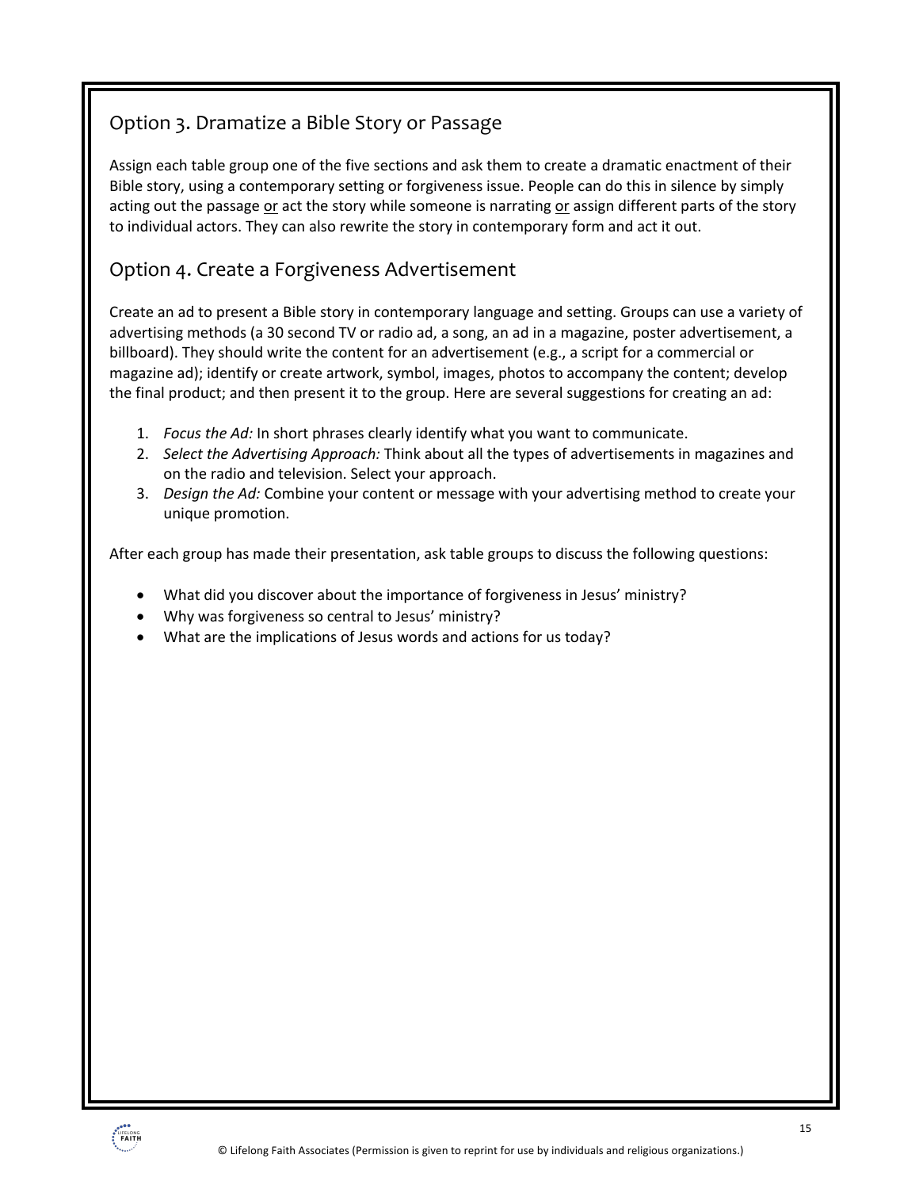## Option 3. Dramatize a Bible Story or Passage

Assign each table group one of the five sections and ask them to create a dramatic enactment of their Bible story, using a contemporary setting or forgiveness issue. People can do this in silence by simply acting out the passage <u>or</u> act the story while someone is narrating <u>or</u> assign different parts of the story to individual actors. They can also rewrite the story in contemporary form and act it out.

## Option 4. Create a Forgiveness Advertisement

Create an ad to present a Bible story in contemporary language and setting. Groups can use a variety of advertising methods (a 30 second TV or radio ad, a song, an ad in a magazine, poster advertisement, a billboard). They should write the content for an advertisement (e.g., a script for a commercial or magazine ad); identify or create artwork, symbol, images, photos to accompany the content; develop the final product; and then present it to the group. Here are several suggestions for creating an ad:

1. *Focus the Ad:* In short phrases clearly identify what you want to communicate.
2. *Select the Advertising Approach:* Think about all the types of advertisements in magazines and on the radio and television. Select your approach.
3. *Design the Ad:* Combine your content or message with your advertising method to create your unique promotion.

After each group has made their presentation, ask table groups to discuss the following questions:

- What did you discover about the importance of forgiveness in Jesus' ministry?
- Why was forgiveness so central to Jesus' ministry?
- What are the implications of Jesus words and actions for us today?

© Lifelong Faith Associates (Permission is given to reprint for use by individuals and religious organizations.)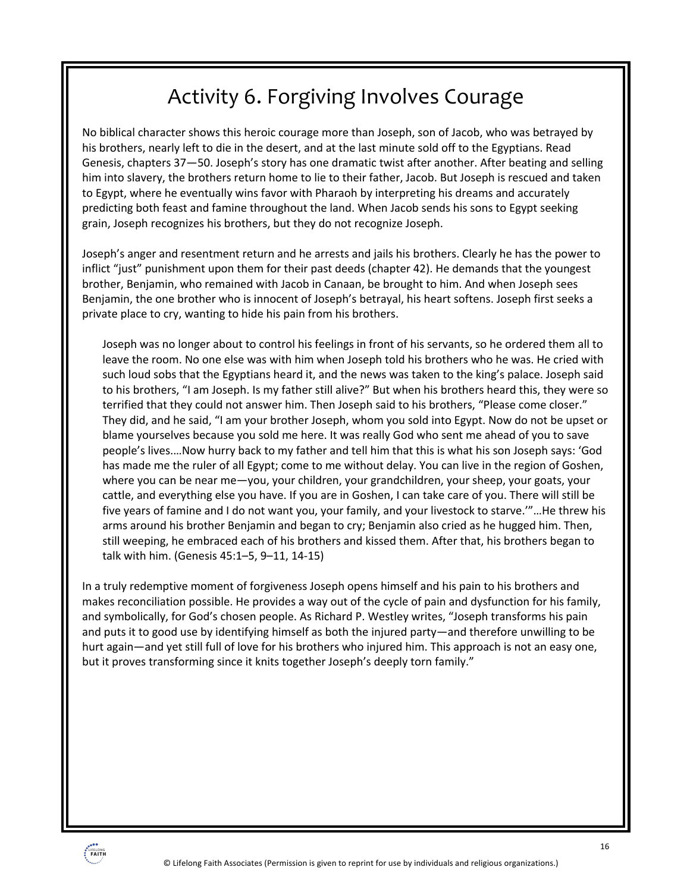# Activity 6. Forgiving Involves Courage

No biblical character shows this heroic courage more than Joseph, son of Jacob, who was betrayed by his brothers, nearly left to die in the desert, and at the last minute sold off to the Egyptians. Read Genesis, chapters 37—50. Joseph's story has one dramatic twist after another. After beating and selling him into slavery, the brothers return home to lie to their father, Jacob. But Joseph is rescued and taken to Egypt, where he eventually wins favor with Pharaoh by interpreting his dreams and accurately predicting both feast and famine throughout the land. When Jacob sends his sons to Egypt seeking grain, Joseph recognizes his brothers, but they do not recognize Joseph.

Joseph's anger and resentment return and he arrests and jails his brothers. Clearly he has the power to inflict "just" punishment upon them for their past deeds (chapter 42). He demands that the youngest brother, Benjamin, who remained with Jacob in Canaan, be brought to him. And when Joseph sees Benjamin, the one brother who is innocent of Joseph's betrayal, his heart softens. Joseph first seeks a private place to cry, wanting to hide his pain from his brothers.

> Joseph was no longer about to control his feelings in front of his servants, so he ordered them all to leave the room. No one else was with him when Joseph told his brothers who he was. He cried with such loud sobs that the Egyptians heard it, and the news was taken to the king's palace. Joseph said to his brothers, "I am Joseph. Is my father still alive?" But when his brothers heard this, they were so terrified that they could not answer him. Then Joseph said to his brothers, "Please come closer." They did, and he said, "I am your brother Joseph, whom you sold into Egypt. Now do not be upset or blame yourselves because you sold me here. It was really God who sent me ahead of you to save people's lives.…Now hurry back to my father and tell him that this is what his son Joseph says: 'God has made me the ruler of all Egypt; come to me without delay. You can live in the region of Goshen, where you can be near me—you, your children, your grandchildren, your sheep, your goats, your cattle, and everything else you have. If you are in Goshen, I can take care of you. There will still be five years of famine and I do not want you, your family, and your livestock to starve.'"…He threw his arms around his brother Benjamin and began to cry; Benjamin also cried as he hugged him. Then, still weeping, he embraced each of his brothers and kissed them. After that, his brothers began to talk with him. (Genesis 45:1–5, 9–11, 14-15)

In a truly redemptive moment of forgiveness Joseph opens himself and his pain to his brothers and makes reconciliation possible. He provides a way out of the cycle of pain and dysfunction for his family, and symbolically, for God's chosen people. As Richard P. Westley writes, "Joseph transforms his pain and puts it to good use by identifying himself as both the injured party—and therefore unwilling to be hurt again—and yet still full of love for his brothers who injured him. This approach is not an easy one, but it proves transforming since it knits together Joseph's deeply torn family."

© Lifelong Faith Associates (Permission is given to reprint for use by individuals and religious organizations.)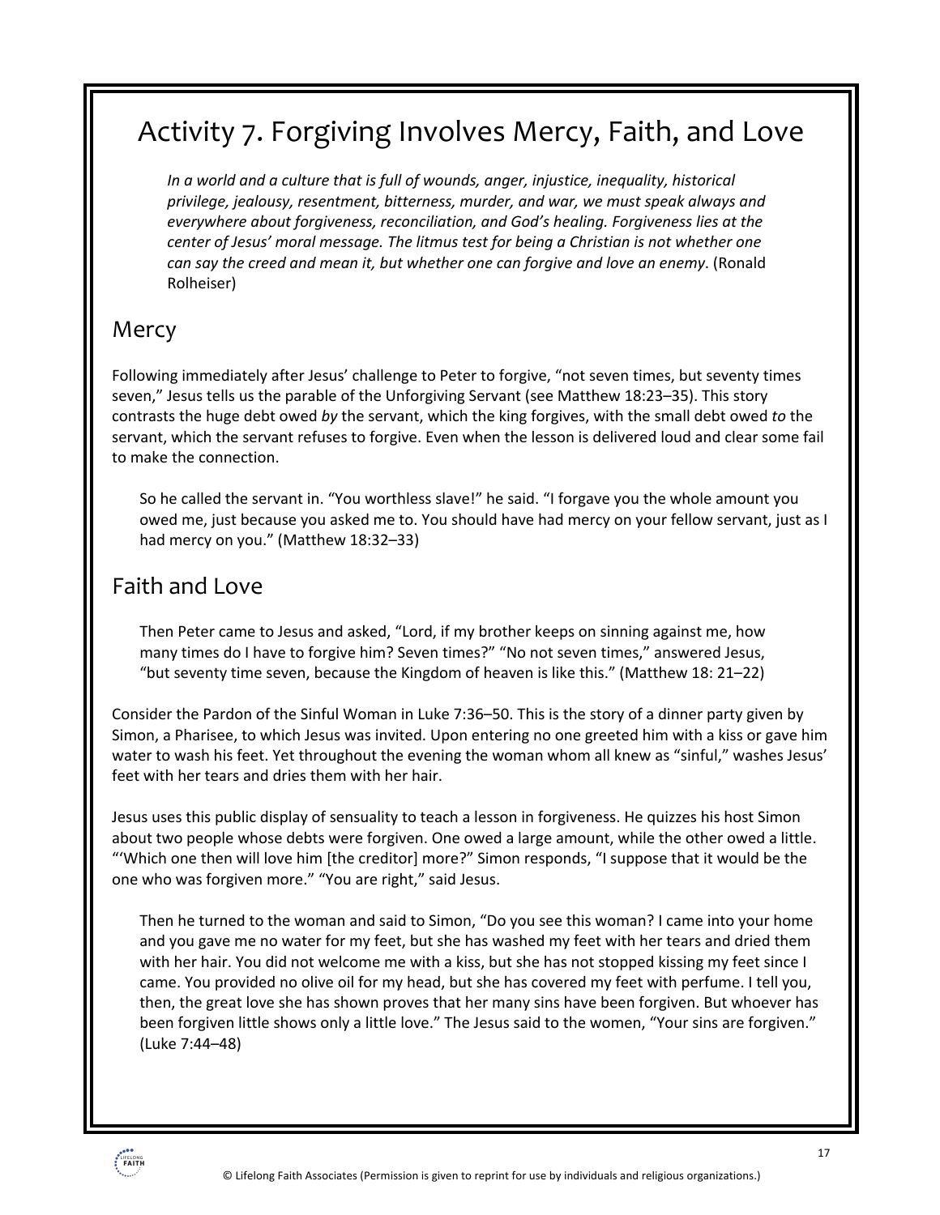# Activity 7. Forgiving Involves Mercy, Faith, and Love

> *In a world and a culture that is full of wounds, anger, injustice, inequality, historical privilege, jealousy, resentment, bitterness, murder, and war, we must speak always and everywhere about forgiveness, reconciliation, and God's healing. Forgiveness lies at the center of Jesus' moral message. The litmus test for being a Christian is not whether one can say the creed and mean it, but whether one can forgive and love an enemy*. (Ronald Rolheiser)

## Mercy

Following immediately after Jesus' challenge to Peter to forgive, "not seven times, but seventy times seven," Jesus tells us the parable of the Unforgiving Servant (see Matthew 18:23–35). This story contrasts the huge debt owed *by* the servant, which the king forgives, with the small debt owed *to* the servant, which the servant refuses to forgive. Even when the lesson is delivered loud and clear some fail to make the connection.

> So he called the servant in. "You worthless slave!" he said. "I forgave you the whole amount you owed me, just because you asked me to. You should have had mercy on your fellow servant, just as I had mercy on you." (Matthew 18:32–33)

## Faith and Love

> Then Peter came to Jesus and asked, "Lord, if my brother keeps on sinning against me, how many times do I have to forgive him? Seven times?" "No not seven times," answered Jesus, "but seventy time seven, because the Kingdom of heaven is like this." (Matthew 18: 21–22)

Consider the Pardon of the Sinful Woman in Luke 7:36–50. This is the story of a dinner party given by Simon, a Pharisee, to which Jesus was invited. Upon entering no one greeted him with a kiss or gave him water to wash his feet. Yet throughout the evening the woman whom all knew as "sinful," washes Jesus' feet with her tears and dries them with her hair.

Jesus uses this public display of sensuality to teach a lesson in forgiveness. He quizzes his host Simon about two people whose debts were forgiven. One owed a large amount, while the other owed a little. "'Which one then will love him [the creditor] more?" Simon responds, "I suppose that it would be the one who was forgiven more." "You are right," said Jesus.

> Then he turned to the woman and said to Simon, "Do you see this woman? I came into your home and you gave me no water for my feet, but she has washed my feet with her tears and dried them with her hair. You did not welcome me with a kiss, but she has not stopped kissing my feet since I came. You provided no olive oil for my head, but she has covered my feet with perfume. I tell you, then, the great love she has shown proves that her many sins have been forgiven. But whoever has been forgiven little shows only a little love." The Jesus said to the women, "Your sins are forgiven." (Luke 7:44–48)

© Lifelong Faith Associates (Permission is given to reprint for use by individuals and religious organizations.)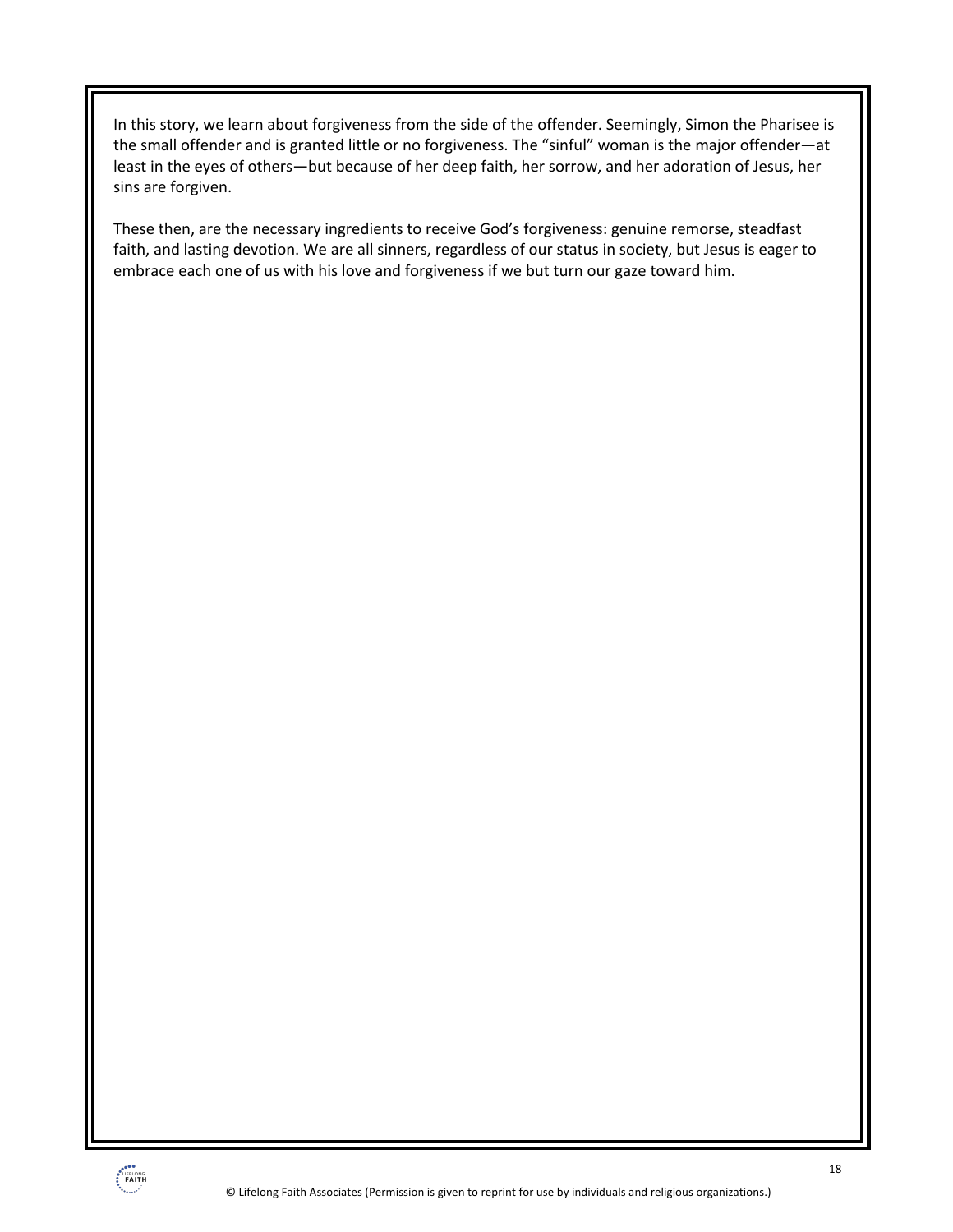In this story, we learn about forgiveness from the side of the offender. Seemingly, Simon the Pharisee is the small offender and is granted little or no forgiveness. The "sinful" woman is the major offender—at least in the eyes of others—but because of her deep faith, her sorrow, and her adoration of Jesus, her sins are forgiven.

These then, are the necessary ingredients to receive God's forgiveness: genuine remorse, steadfast faith, and lasting devotion. We are all sinners, regardless of our status in society, but Jesus is eager to embrace each one of us with his love and forgiveness if we but turn our gaze toward him.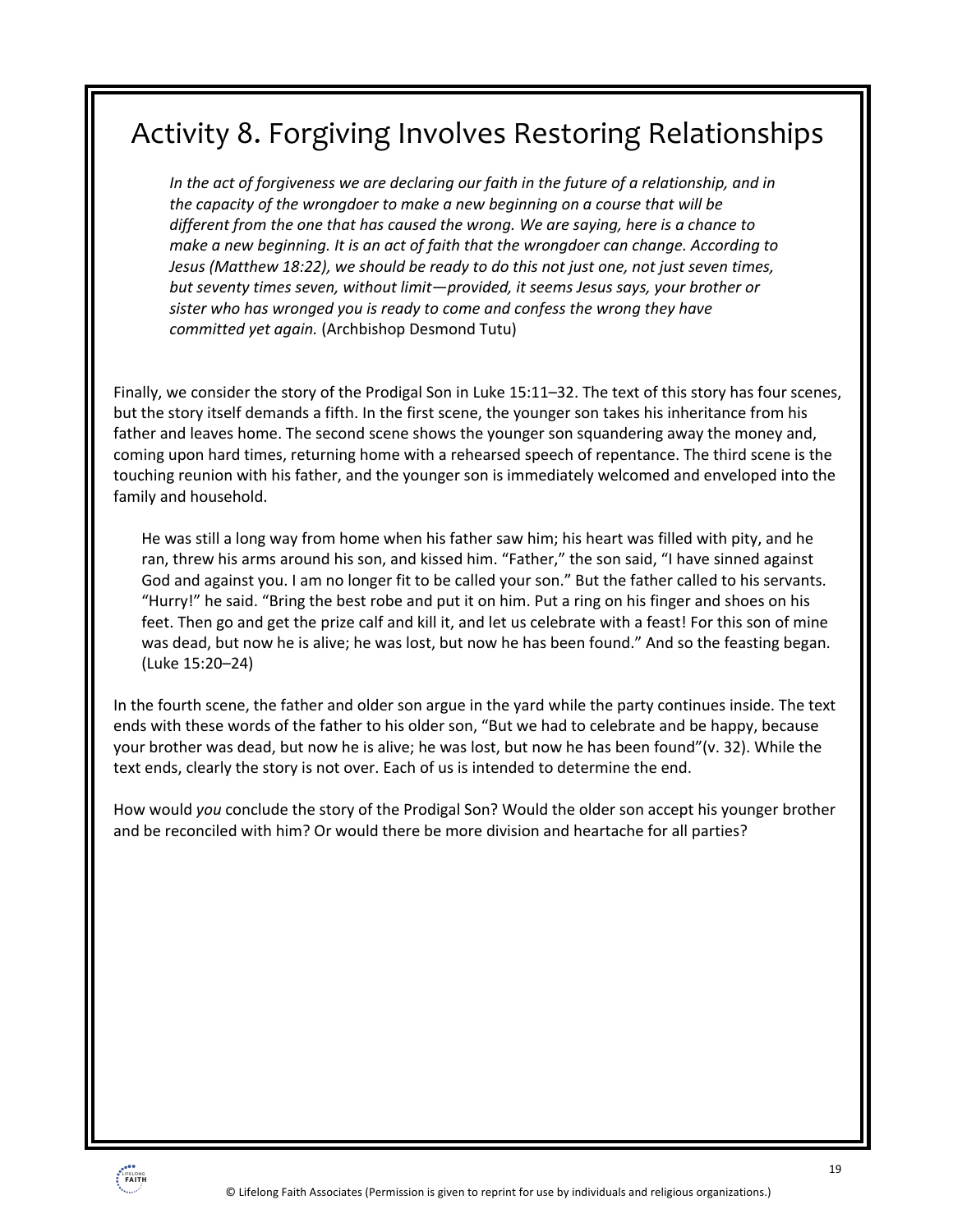# Activity 8. Forgiving Involves Restoring Relationships

> *In the act of forgiveness we are declaring our faith in the future of a relationship, and in the capacity of the wrongdoer to make a new beginning on a course that will be different from the one that has caused the wrong. We are saying, here is a chance to make a new beginning. It is an act of faith that the wrongdoer can change. According to Jesus (Matthew 18:22), we should be ready to do this not just one, not just seven times, but seventy times seven, without limit—provided, it seems Jesus says, your brother or sister who has wronged you is ready to come and confess the wrong they have committed yet again.* (Archbishop Desmond Tutu)

Finally, we consider the story of the Prodigal Son in Luke 15:11–32. The text of this story has four scenes, but the story itself demands a fifth. In the first scene, the younger son takes his inheritance from his father and leaves home. The second scene shows the younger son squandering away the money and, coming upon hard times, returning home with a rehearsed speech of repentance. The third scene is the touching reunion with his father, and the younger son is immediately welcomed and enveloped into the family and household.

> He was still a long way from home when his father saw him; his heart was filled with pity, and he ran, threw his arms around his son, and kissed him. "Father," the son said, "I have sinned against God and against you. I am no longer fit to be called your son." But the father called to his servants. "Hurry!" he said. "Bring the best robe and put it on him. Put a ring on his finger and shoes on his feet. Then go and get the prize calf and kill it, and let us celebrate with a feast! For this son of mine was dead, but now he is alive; he was lost, but now he has been found." And so the feasting began. (Luke 15:20–24)

In the fourth scene, the father and older son argue in the yard while the party continues inside. The text ends with these words of the father to his older son, "But we had to celebrate and be happy, because your brother was dead, but now he is alive; he was lost, but now he has been found"(v. 32). While the text ends, clearly the story is not over. Each of us is intended to determine the end.

How would *you* conclude the story of the Prodigal Son? Would the older son accept his younger brother and be reconciled with him? Or would there be more division and heartache for all parties?

© Lifelong Faith Associates (Permission is given to reprint for use by individuals and religious organizations.)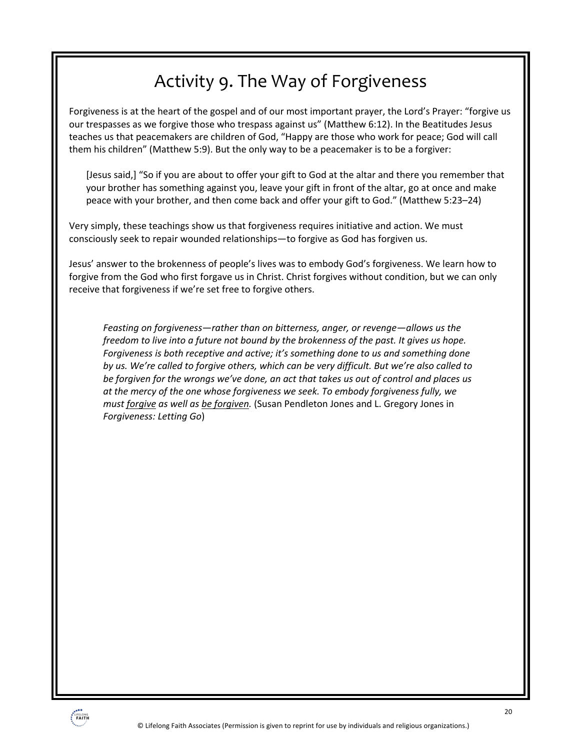# Activity 9. The Way of Forgiveness

Forgiveness is at the heart of the gospel and of our most important prayer, the Lord's Prayer: "forgive us our trespasses as we forgive those who trespass against us" (Matthew 6:12). In the Beatitudes Jesus teaches us that peacemakers are children of God, "Happy are those who work for peace; God will call them his children" (Matthew 5:9). But the only way to be a peacemaker is to be a forgiver:

> [Jesus said,] "So if you are about to offer your gift to God at the altar and there you remember that your brother has something against you, leave your gift in front of the altar, go at once and make peace with your brother, and then come back and offer your gift to God." (Matthew 5:23–24)

Very simply, these teachings show us that forgiveness requires initiative and action. We must consciously seek to repair wounded relationships—to forgive as God has forgiven us.

Jesus' answer to the brokenness of people's lives was to embody God's forgiveness. We learn how to forgive from the God who first forgave us in Christ. Christ forgives without condition, but we can only receive that forgiveness if we're set free to forgive others.

> *Feasting on forgiveness—rather than on bitterness, anger, or revenge—allows us the freedom to live into a future not bound by the brokenness of the past. It gives us hope. Forgiveness is both receptive and active; it's something done to us and something done by us. We're called to forgive others, which can be very difficult. But we're also called to be forgiven for the wrongs we've done, an act that takes us out of control and places us at the mercy of the one whose forgiveness we seek. To embody forgiveness fully, we must <u>forgive</u> as well as <u>be forgiven</u>.* (Susan Pendleton Jones and L. Gregory Jones in *Forgiveness: Letting Go*)

© Lifelong Faith Associates (Permission is given to reprint for use by individuals and religious organizations.)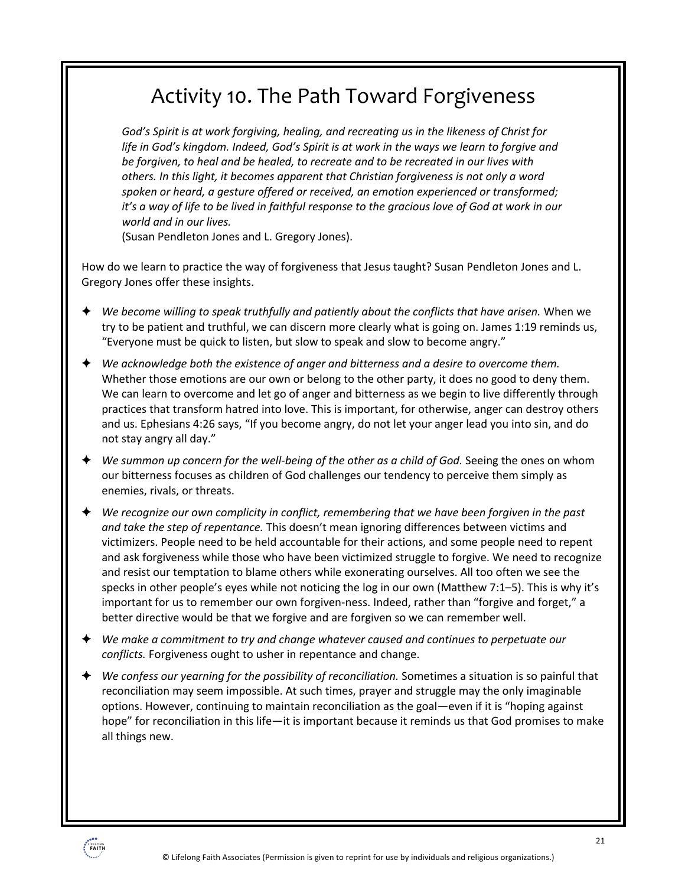# Activity 10. The Path Toward Forgiveness

> *God's Spirit is at work forgiving, healing, and recreating us in the likeness of Christ for life in God's kingdom. Indeed, God's Spirit is at work in the ways we learn to forgive and be forgiven, to heal and be healed, to recreate and to be recreated in our lives with others. In this light, it becomes apparent that Christian forgiveness is not only a word spoken or heard, a gesture offered or received, an emotion experienced or transformed; it's a way of life to be lived in faithful response to the gracious love of God at work in our world and in our lives.*
> (Susan Pendleton Jones and L. Gregory Jones).

How do we learn to practice the way of forgiveness that Jesus taught? Susan Pendleton Jones and L. Gregory Jones offer these insights.

- *We become willing to speak truthfully and patiently about the conflicts that have arisen.* When we try to be patient and truthful, we can discern more clearly what is going on. James 1:19 reminds us, "Everyone must be quick to listen, but slow to speak and slow to become angry."
- *We acknowledge both the existence of anger and bitterness and a desire to overcome them.* Whether those emotions are our own or belong to the other party, it does no good to deny them. We can learn to overcome and let go of anger and bitterness as we begin to live differently through practices that transform hatred into love. This is important, for otherwise, anger can destroy others and us. Ephesians 4:26 says, "If you become angry, do not let your anger lead you into sin, and do not stay angry all day."
- *We summon up concern for the well-being of the other as a child of God.* Seeing the ones on whom our bitterness focuses as children of God challenges our tendency to perceive them simply as enemies, rivals, or threats.
- *We recognize our own complicity in conflict, remembering that we have been forgiven in the past and take the step of repentance.* This doesn't mean ignoring differences between victims and victimizers. People need to be held accountable for their actions, and some people need to repent and ask forgiveness while those who have been victimized struggle to forgive. We need to recognize and resist our temptation to blame others while exonerating ourselves. All too often we see the specks in other people's eyes while not noticing the log in our own (Matthew 7:1–5). This is why it's important for us to remember our own forgiven-ness. Indeed, rather than "forgive and forget," a better directive would be that we forgive and are forgiven so we can remember well.
- *We make a commitment to try and change whatever caused and continues to perpetuate our conflicts.* Forgiveness ought to usher in repentance and change.
- *We confess our yearning for the possibility of reconciliation.* Sometimes a situation is so painful that reconciliation may seem impossible. At such times, prayer and struggle may the only imaginable options. However, continuing to maintain reconciliation as the goal—even if it is "hoping against hope" for reconciliation in this life—it is important because it reminds us that God promises to make all things new.

© Lifelong Faith Associates (Permission is given to reprint for use by individuals and religious organizations.)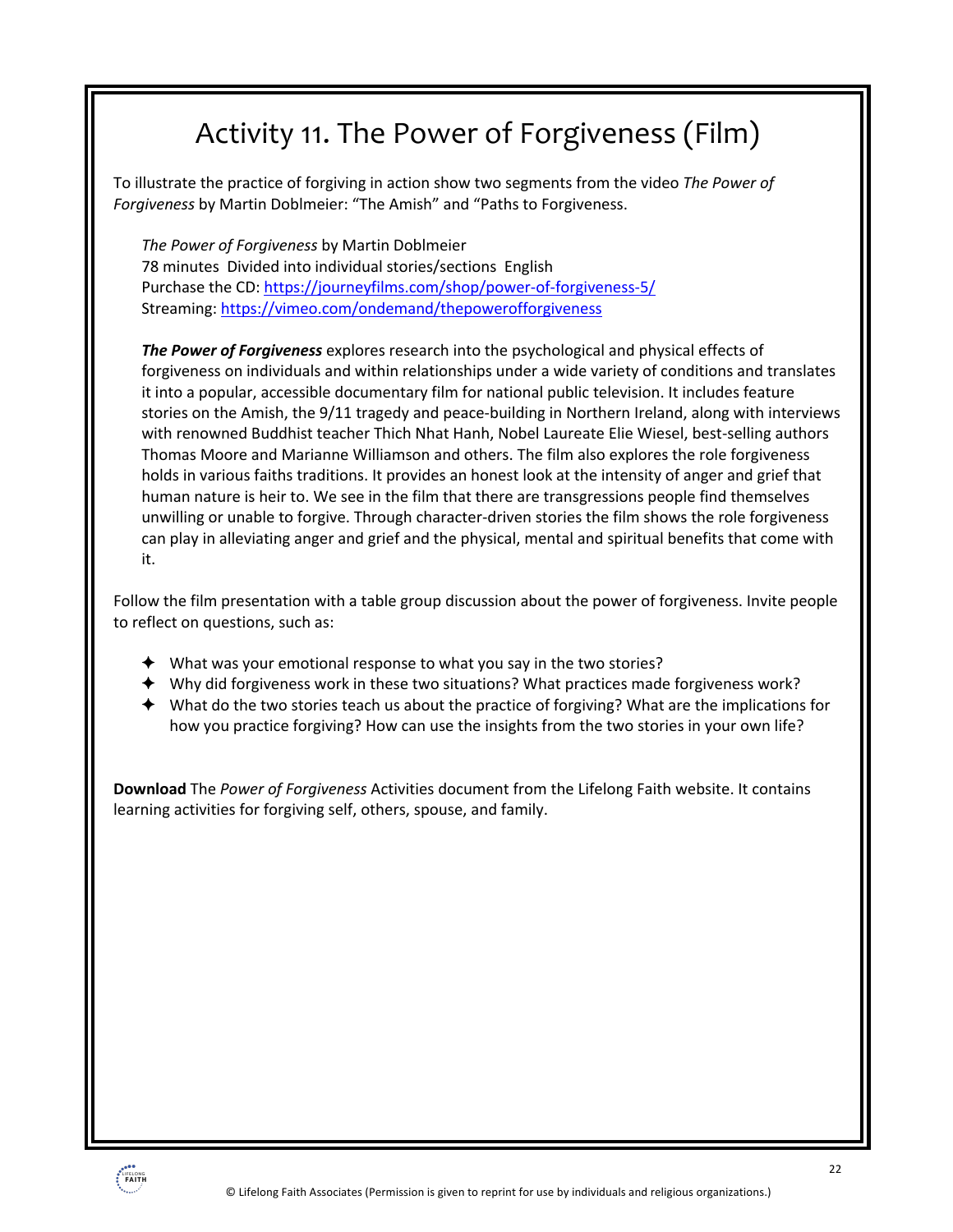# Activity 11. The Power of Forgiveness (Film)

To illustrate the practice of forgiving in action show two segments from the video *The Power of Forgiveness* by Martin Doblmeier: "The Amish" and "Paths to Forgiveness.

*The Power of Forgiveness* by Martin Doblmeier
78 minutes Divided into individual stories/sections English
Purchase the CD: https://journeyfilms.com/shop/power-of-forgiveness-5/
Streaming: https://vimeo.com/ondemand/thepowerofforgiveness

***The Power of Forgiveness*** explores research into the psychological and physical effects of forgiveness on individuals and within relationships under a wide variety of conditions and translates it into a popular, accessible documentary film for national public television. It includes feature stories on the Amish, the 9/11 tragedy and peace-building in Northern Ireland, along with interviews with renowned Buddhist teacher Thich Nhat Hanh, Nobel Laureate Elie Wiesel, best-selling authors Thomas Moore and Marianne Williamson and others. The film also explores the role forgiveness holds in various faiths traditions. It provides an honest look at the intensity of anger and grief that human nature is heir to. We see in the film that there are transgressions people find themselves unwilling or unable to forgive. Through character-driven stories the film shows the role forgiveness can play in alleviating anger and grief and the physical, mental and spiritual benefits that come with it.

Follow the film presentation with a table group discussion about the power of forgiveness. Invite people to reflect on questions, such as:

- What was your emotional response to what you say in the two stories?
- Why did forgiveness work in these two situations? What practices made forgiveness work?
- What do the two stories teach us about the practice of forgiving? What are the implications for how you practice forgiving? How can use the insights from the two stories in your own life?

**Download** The *Power of Forgiveness* Activities document from the Lifelong Faith website. It contains learning activities for forgiving self, others, spouse, and family.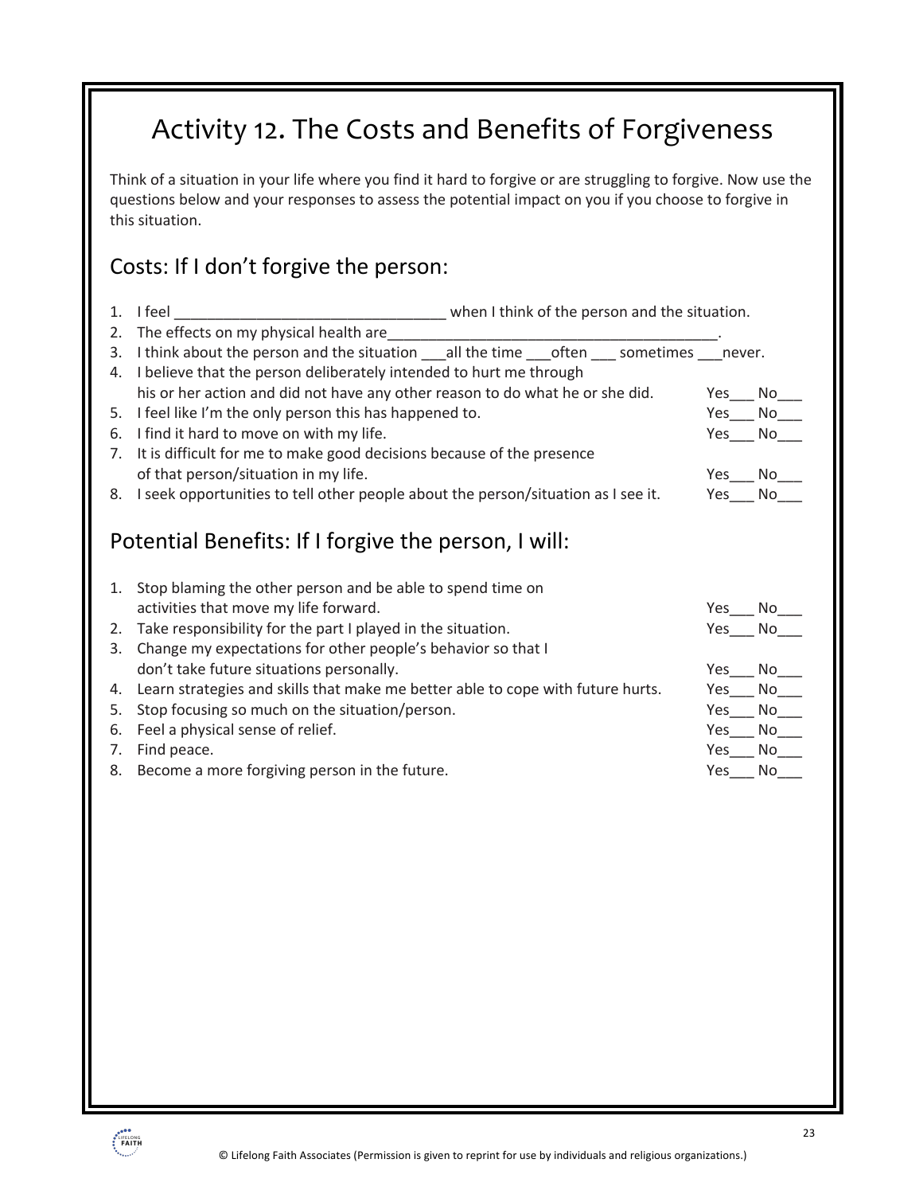# Activity 12. The Costs and Benefits of Forgiveness

Think of a situation in your life where you find it hard to forgive or are struggling to forgive. Now use the questions below and your responses to assess the potential impact on you if you choose to forgive in this situation.

## Costs: If I don't forgive the person:

1. I feel _________________________________ when I think of the person and the situation.
2. The effects on my physical health are_________________________________________.
3. I think about the person and the situation ___all the time ___often ___ sometimes ___never.
4. I believe that the person deliberately intended to hurt me through his or her action and did not have any other reason to do what he or she did. Yes___ No___
5. I feel like I'm the only person this has happened to. Yes___ No___
6. I find it hard to move on with my life. Yes___ No___
7. It is difficult for me to make good decisions because of the presence of that person/situation in my life. Yes___ No___
8. I seek opportunities to tell other people about the person/situation as I see it. Yes___ No___

## Potential Benefits: If I forgive the person, I will:

1. Stop blaming the other person and be able to spend time on activities that move my life forward. Yes___ No___
2. Take responsibility for the part I played in the situation. Yes___ No___
3. Change my expectations for other people's behavior so that I don't take future situations personally. Yes___ No___
4. Learn strategies and skills that make me better able to cope with future hurts. Yes___ No___
5. Stop focusing so much on the situation/person. Yes___ No___
6. Feel a physical sense of relief. Yes___ No___
7. Find peace. Yes___ No___
8. Become a more forgiving person in the future. Yes___ No___

© Lifelong Faith Associates (Permission is given to reprint for use by individuals and religious organizations.)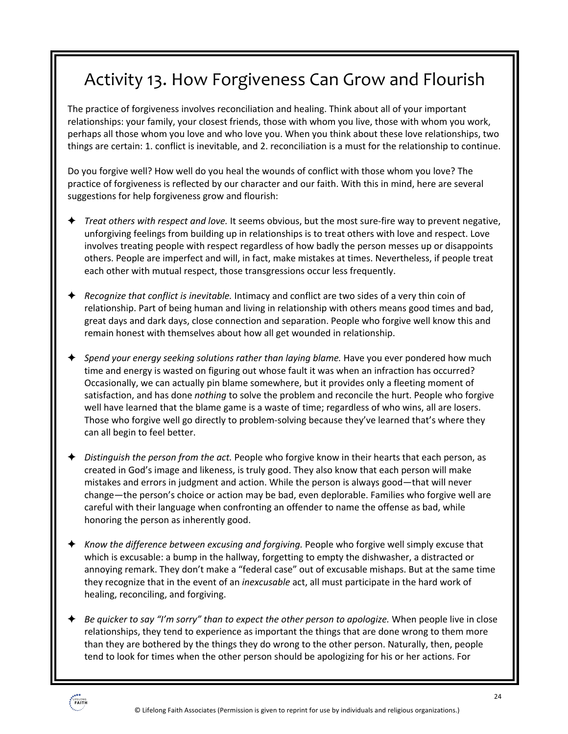# Activity 13. How Forgiveness Can Grow and Flourish

The practice of forgiveness involves reconciliation and healing. Think about all of your important relationships: your family, your closest friends, those with whom you live, those with whom you work, perhaps all those whom you love and who love you. When you think about these love relationships, two things are certain: 1. conflict is inevitable, and 2. reconciliation is a must for the relationship to continue.

Do you forgive well? How well do you heal the wounds of conflict with those whom you love? The practice of forgiveness is reflected by our character and our faith. With this in mind, here are several suggestions for help forgiveness grow and flourish:

- *Treat others with respect and love.* It seems obvious, but the most sure-fire way to prevent negative, unforgiving feelings from building up in relationships is to treat others with love and respect. Love involves treating people with respect regardless of how badly the person messes up or disappoints others. People are imperfect and will, in fact, make mistakes at times. Nevertheless, if people treat each other with mutual respect, those transgressions occur less frequently.

- *Recognize that conflict is inevitable.* Intimacy and conflict are two sides of a very thin coin of relationship. Part of being human and living in relationship with others means good times and bad, great days and dark days, close connection and separation. People who forgive well know this and remain honest with themselves about how all get wounded in relationship.

- *Spend your energy seeking solutions rather than laying blame.* Have you ever pondered how much time and energy is wasted on figuring out whose fault it was when an infraction has occurred? Occasionally, we can actually pin blame somewhere, but it provides only a fleeting moment of satisfaction, and has done *nothing* to solve the problem and reconcile the hurt. People who forgive well have learned that the blame game is a waste of time; regardless of who wins, all are losers. Those who forgive well go directly to problem-solving because they've learned that's where they can all begin to feel better.

- *Distinguish the person from the act.* People who forgive know in their hearts that each person, as created in God's image and likeness, is truly good. They also know that each person will make mistakes and errors in judgment and action. While the person is always good—that will never change—the person's choice or action may be bad, even deplorable. Families who forgive well are careful with their language when confronting an offender to name the offense as bad, while honoring the person as inherently good.

- *Know the difference between excusing and forgiving.* People who forgive well simply excuse that which is excusable: a bump in the hallway, forgetting to empty the dishwasher, a distracted or annoying remark. They don't make a "federal case" out of excusable mishaps. But at the same time they recognize that in the event of an *inexcusable* act, all must participate in the hard work of healing, reconciling, and forgiving.

- *Be quicker to say "I'm sorry" than to expect the other person to apologize.* When people live in close relationships, they tend to experience as important the things that are done wrong to them more than they are bothered by the things they do wrong to the other person. Naturally, then, people tend to look for times when the other person should be apologizing for his or her actions. For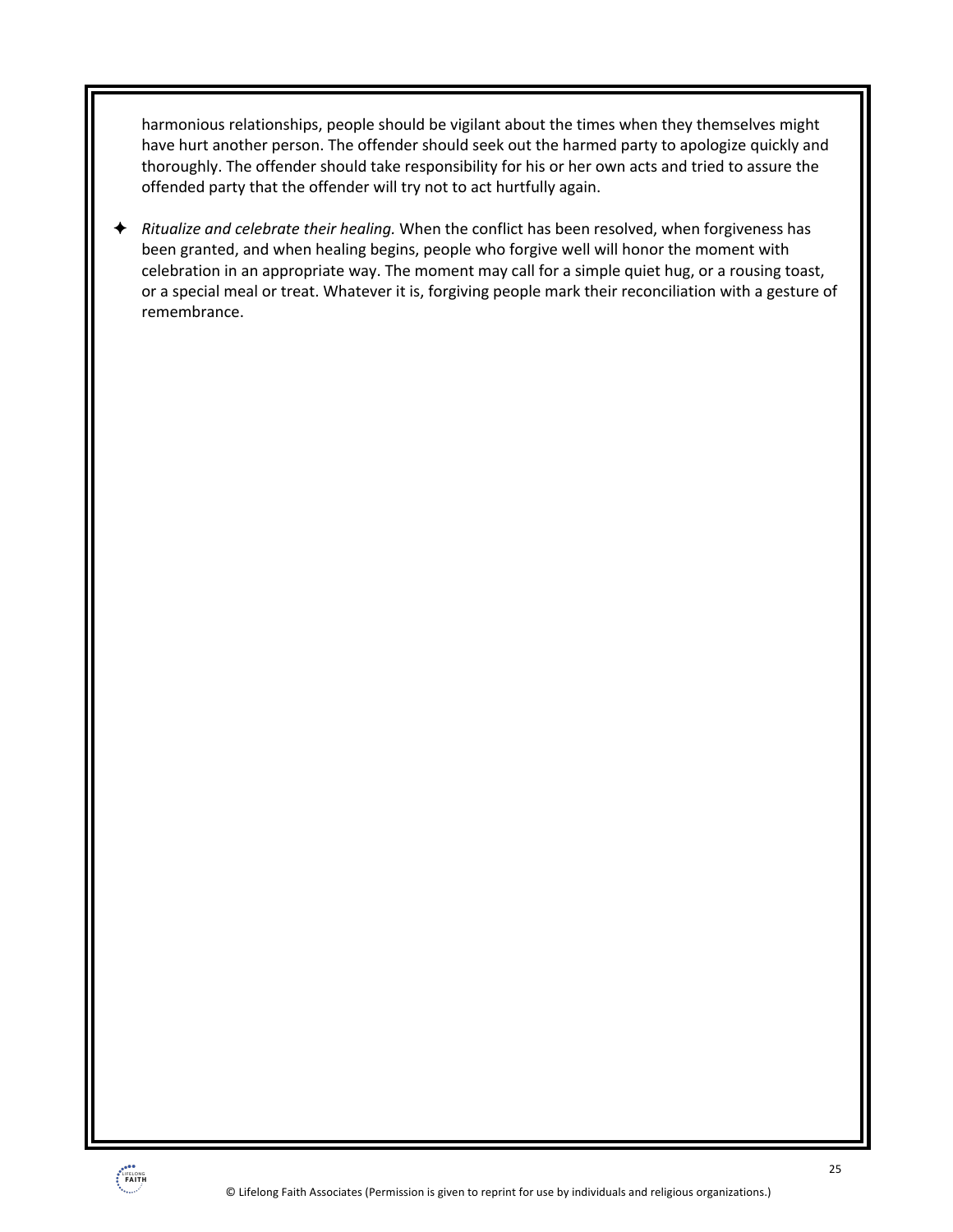harmonious relationships, people should be vigilant about the times when they themselves might have hurt another person. The offender should seek out the harmed party to apologize quickly and thoroughly. The offender should take responsibility for his or her own acts and tried to assure the offended party that the offender will try not to act hurtfully again.

- *Ritualize and celebrate their healing.* When the conflict has been resolved, when forgiveness has been granted, and when healing begins, people who forgive well will honor the moment with celebration in an appropriate way. The moment may call for a simple quiet hug, or a rousing toast, or a special meal or treat. Whatever it is, forgiving people mark their reconciliation with a gesture of remembrance.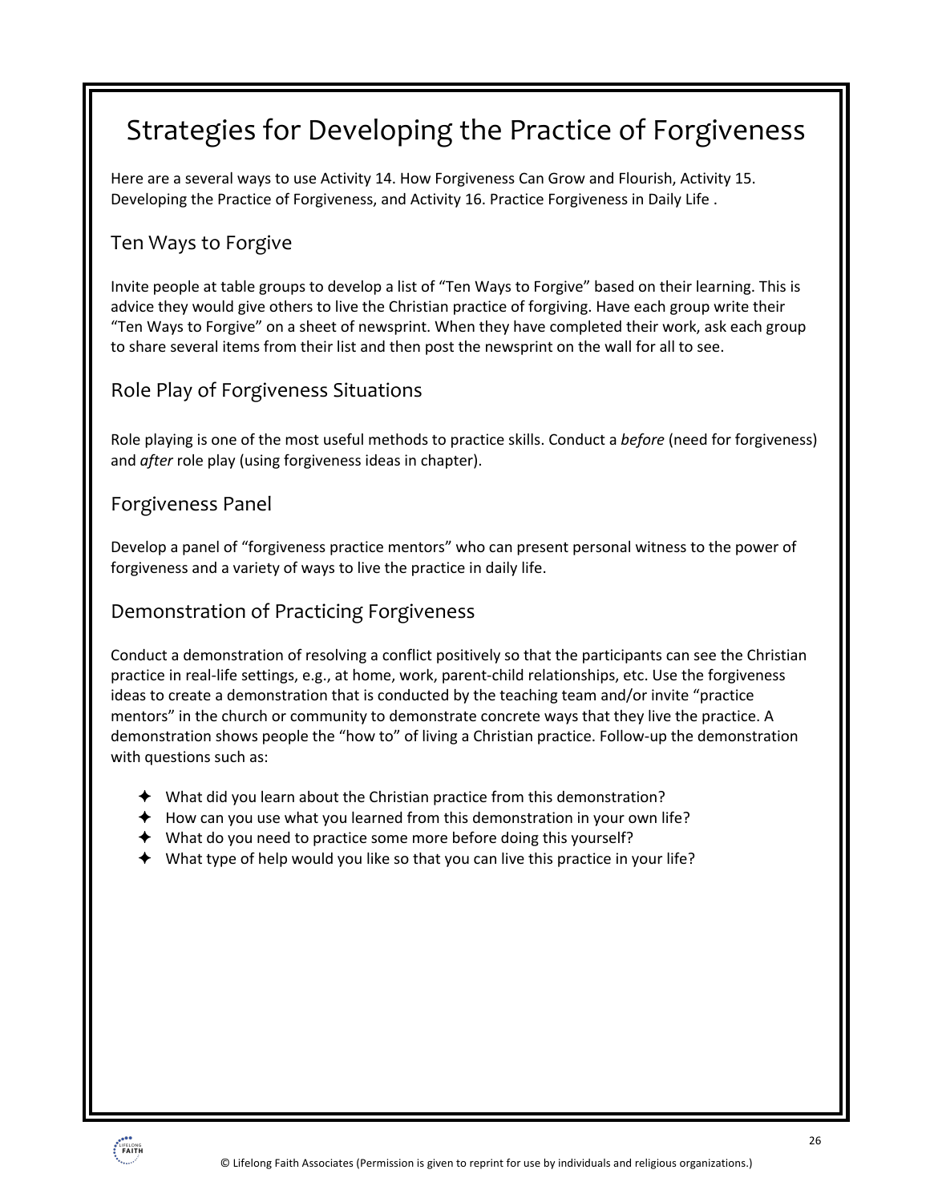# Strategies for Developing the Practice of Forgiveness

Here are a several ways to use Activity 14. How Forgiveness Can Grow and Flourish, Activity 15. Developing the Practice of Forgiveness, and Activity 16. Practice Forgiveness in Daily Life .

## Ten Ways to Forgive

Invite people at table groups to develop a list of "Ten Ways to Forgive" based on their learning. This is advice they would give others to live the Christian practice of forgiving. Have each group write their "Ten Ways to Forgive" on a sheet of newsprint. When they have completed their work, ask each group to share several items from their list and then post the newsprint on the wall for all to see.

## Role Play of Forgiveness Situations

Role playing is one of the most useful methods to practice skills. Conduct a *before* (need for forgiveness) and *after* role play (using forgiveness ideas in chapter).

## Forgiveness Panel

Develop a panel of "forgiveness practice mentors" who can present personal witness to the power of forgiveness and a variety of ways to live the practice in daily life.

## Demonstration of Practicing Forgiveness

Conduct a demonstration of resolving a conflict positively so that the participants can see the Christian practice in real-life settings, e.g., at home, work, parent-child relationships, etc. Use the forgiveness ideas to create a demonstration that is conducted by the teaching team and/or invite "practice mentors" in the church or community to demonstrate concrete ways that they live the practice. A demonstration shows people the "how to" of living a Christian practice. Follow-up the demonstration with questions such as:

- What did you learn about the Christian practice from this demonstration?
- How can you use what you learned from this demonstration in your own life?
- What do you need to practice some more before doing this yourself?
- What type of help would you like so that you can live this practice in your life?

© Lifelong Faith Associates (Permission is given to reprint for use by individuals and religious organizations.)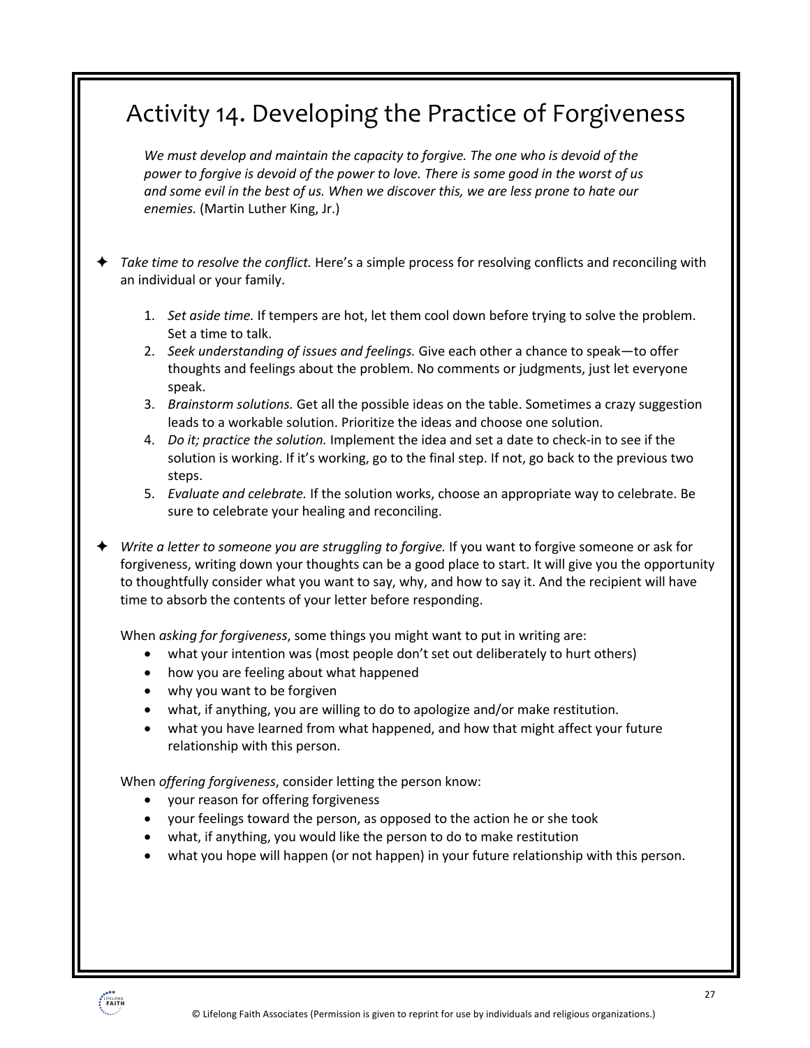# Activity 14. Developing the Practice of Forgiveness

*We must develop and maintain the capacity to forgive. The one who is devoid of the power to forgive is devoid of the power to love. There is some good in the worst of us and some evil in the best of us. When we discover this, we are less prone to hate our enemies.* (Martin Luther King, Jr.)

✦ *Take time to resolve the conflict.* Here's a simple process for resolving conflicts and reconciling with an individual or your family.

1. *Set aside time.* If tempers are hot, let them cool down before trying to solve the problem. Set a time to talk.
2. *Seek understanding of issues and feelings.* Give each other a chance to speak—to offer thoughts and feelings about the problem. No comments or judgments, just let everyone speak.
3. *Brainstorm solutions.* Get all the possible ideas on the table. Sometimes a crazy suggestion leads to a workable solution. Prioritize the ideas and choose one solution.
4. *Do it; practice the solution.* Implement the idea and set a date to check-in to see if the solution is working. If it's working, go to the final step. If not, go back to the previous two steps.
5. *Evaluate and celebrate.* If the solution works, choose an appropriate way to celebrate. Be sure to celebrate your healing and reconciling.

✦ *Write a letter to someone you are struggling to forgive.* If you want to forgive someone or ask for forgiveness, writing down your thoughts can be a good place to start. It will give you the opportunity to thoughtfully consider what you want to say, why, and how to say it. And the recipient will have time to absorb the contents of your letter before responding.

When *asking for forgiveness*, some things you might want to put in writing are:

- what your intention was (most people don't set out deliberately to hurt others)
- how you are feeling about what happened
- why you want to be forgiven
- what, if anything, you are willing to do to apologize and/or make restitution.
- what you have learned from what happened, and how that might affect your future relationship with this person.

When *offering forgiveness*, consider letting the person know:

- your reason for offering forgiveness
- your feelings toward the person, as opposed to the action he or she took
- what, if anything, you would like the person to do to make restitution
- what you hope will happen (or not happen) in your future relationship with this person.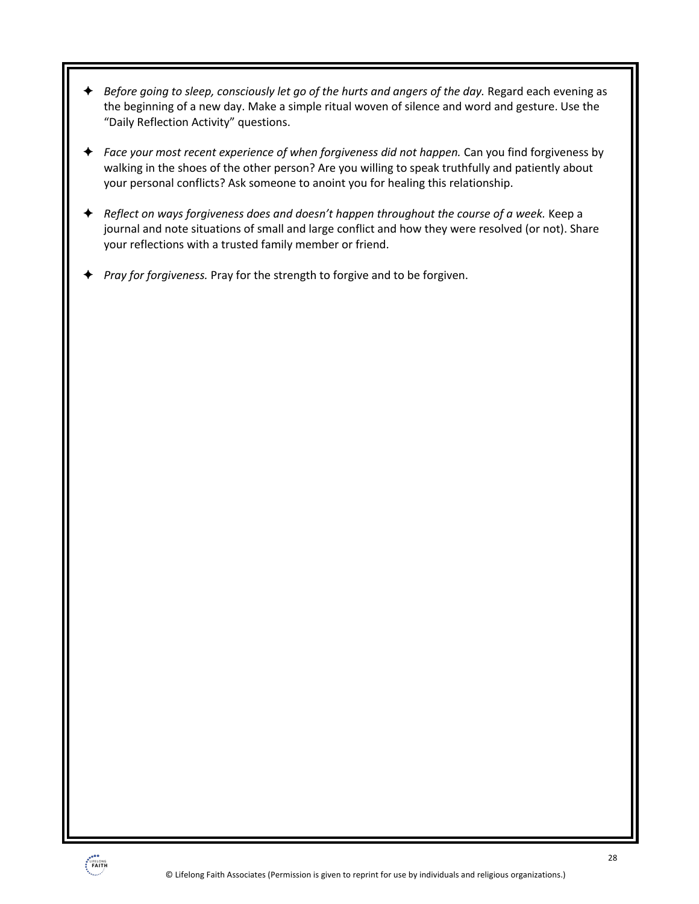- *Before going to sleep, consciously let go of the hurts and angers of the day.* Regard each evening as the beginning of a new day. Make a simple ritual woven of silence and word and gesture. Use the "Daily Reflection Activity" questions.

- *Face your most recent experience of when forgiveness did not happen.* Can you find forgiveness by walking in the shoes of the other person? Are you willing to speak truthfully and patiently about your personal conflicts? Ask someone to anoint you for healing this relationship.

- *Reflect on ways forgiveness does and doesn't happen throughout the course of a week.* Keep a journal and note situations of small and large conflict and how they were resolved (or not). Share your reflections with a trusted family member or friend.

- *Pray for forgiveness.* Pray for the strength to forgive and to be forgiven.

© Lifelong Faith Associates (Permission is given to reprint for use by individuals and religious organizations.)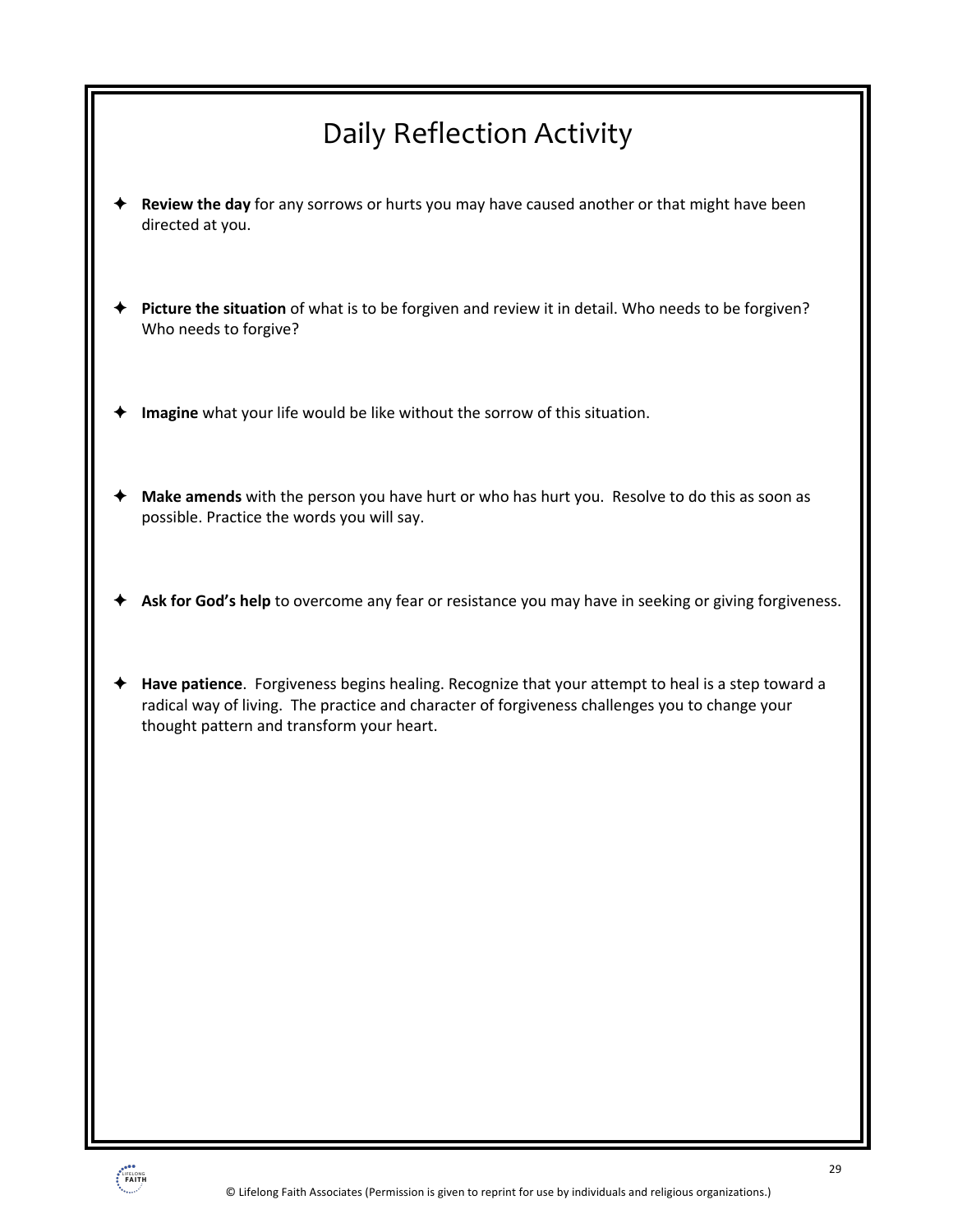# Daily Reflection Activity

- **Review the day** for any sorrows or hurts you may have caused another or that might have been directed at you.

- **Picture the situation** of what is to be forgiven and review it in detail. Who needs to be forgiven? Who needs to forgive?

- **Imagine** what your life would be like without the sorrow of this situation.

- **Make amends** with the person you have hurt or who has hurt you. Resolve to do this as soon as possible. Practice the words you will say.

- **Ask for God's help** to overcome any fear or resistance you may have in seeking or giving forgiveness.

- **Have patience**. Forgiveness begins healing. Recognize that your attempt to heal is a step toward a radical way of living. The practice and character of forgiveness challenges you to change your thought pattern and transform your heart.

© Lifelong Faith Associates (Permission is given to reprint for use by individuals and religious organizations.)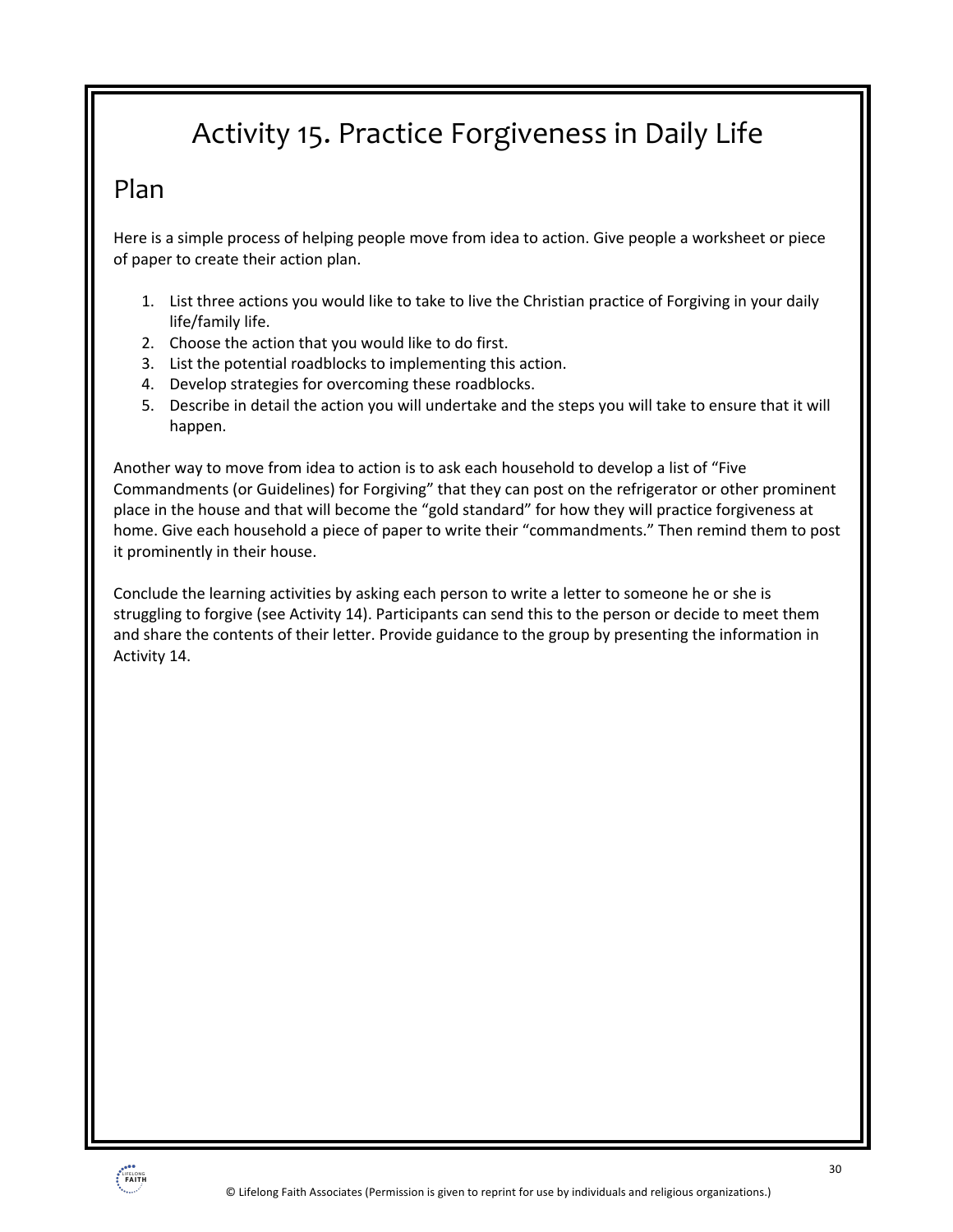# Activity 15. Practice Forgiveness in Daily Life

## Plan

Here is a simple process of helping people move from idea to action. Give people a worksheet or piece of paper to create their action plan.

1. List three actions you would like to take to live the Christian practice of Forgiving in your daily life/family life.
2. Choose the action that you would like to do first.
3. List the potential roadblocks to implementing this action.
4. Develop strategies for overcoming these roadblocks.
5. Describe in detail the action you will undertake and the steps you will take to ensure that it will happen.

Another way to move from idea to action is to ask each household to develop a list of "Five Commandments (or Guidelines) for Forgiving" that they can post on the refrigerator or other prominent place in the house and that will become the "gold standard" for how they will practice forgiveness at home. Give each household a piece of paper to write their "commandments." Then remind them to post it prominently in their house.

Conclude the learning activities by asking each person to write a letter to someone he or she is struggling to forgive (see Activity 14). Participants can send this to the person or decide to meet them and share the contents of their letter. Provide guidance to the group by presenting the information in Activity 14.

© Lifelong Faith Associates (Permission is given to reprint for use by individuals and religious organizations.)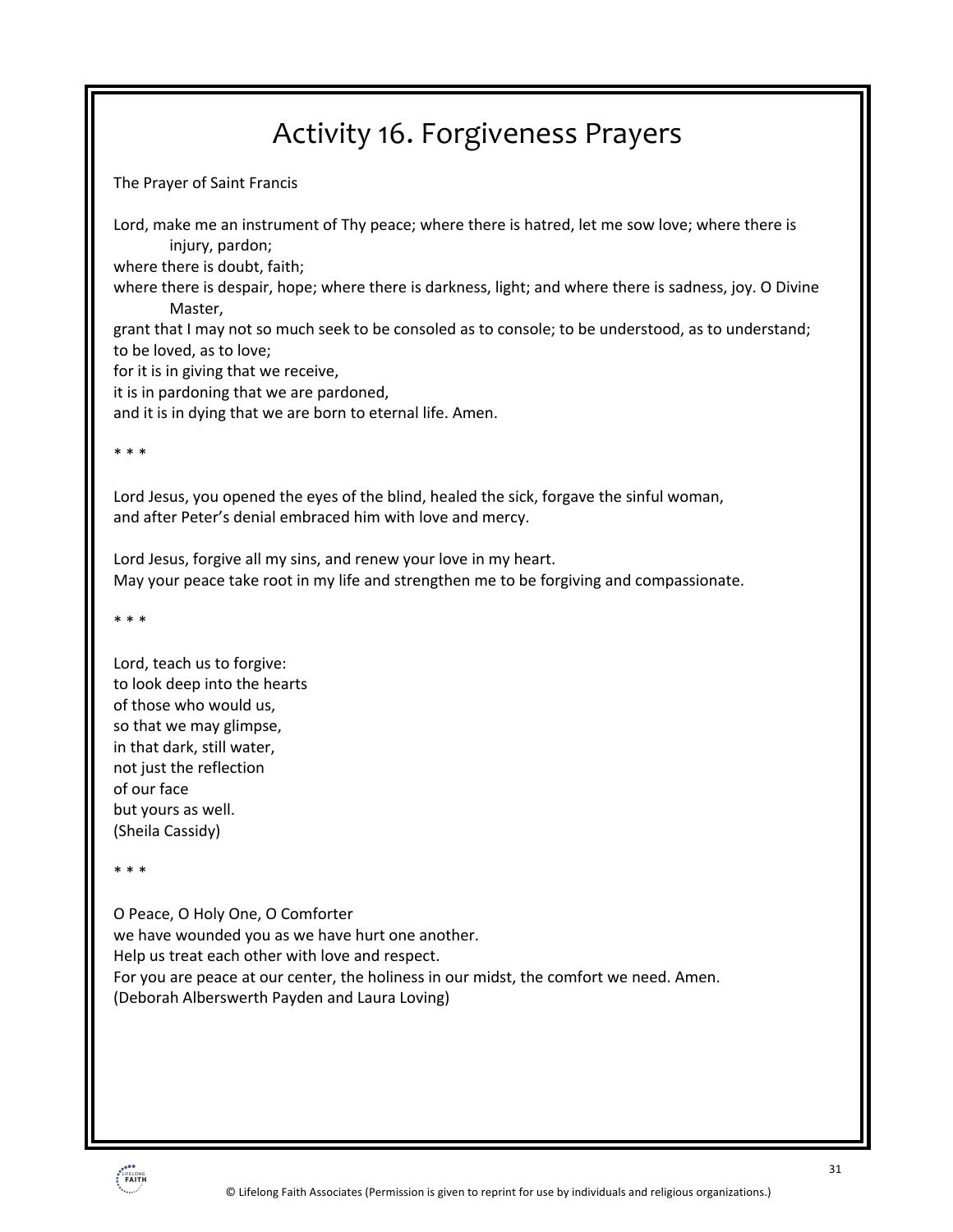# Activity 16. Forgiveness Prayers

The Prayer of Saint Francis

Lord, make me an instrument of Thy peace; where there is hatred, let me sow love; where there is injury, pardon;
where there is doubt, faith;
where there is despair, hope; where there is darkness, light; and where there is sadness, joy. O Divine Master,
grant that I may not so much seek to be consoled as to console; to be understood, as to understand;
to be loved, as to love;
for it is in giving that we receive,
it is in pardoning that we are pardoned,
and it is in dying that we are born to eternal life. Amen.

\* \* \*

Lord Jesus, you opened the eyes of the blind, healed the sick, forgave the sinful woman,
and after Peter's denial embraced him with love and mercy.

Lord Jesus, forgive all my sins, and renew your love in my heart.
May your peace take root in my life and strengthen me to be forgiving and compassionate.

\* \* \*

Lord, teach us to forgive:
to look deep into the hearts
of those who would us,
so that we may glimpse,
in that dark, still water,
not just the reflection
of our face
but yours as well.
(Sheila Cassidy)

\* \* \*

O Peace, O Holy One, O Comforter
we have wounded you as we have hurt one another.
Help us treat each other with love and respect.
For you are peace at our center, the holiness in our midst, the comfort we need. Amen.
(Deborah Alberswerth Payden and Laura Loving)

© Lifelong Faith Associates (Permission is given to reprint for use by individuals and religious organizations.)